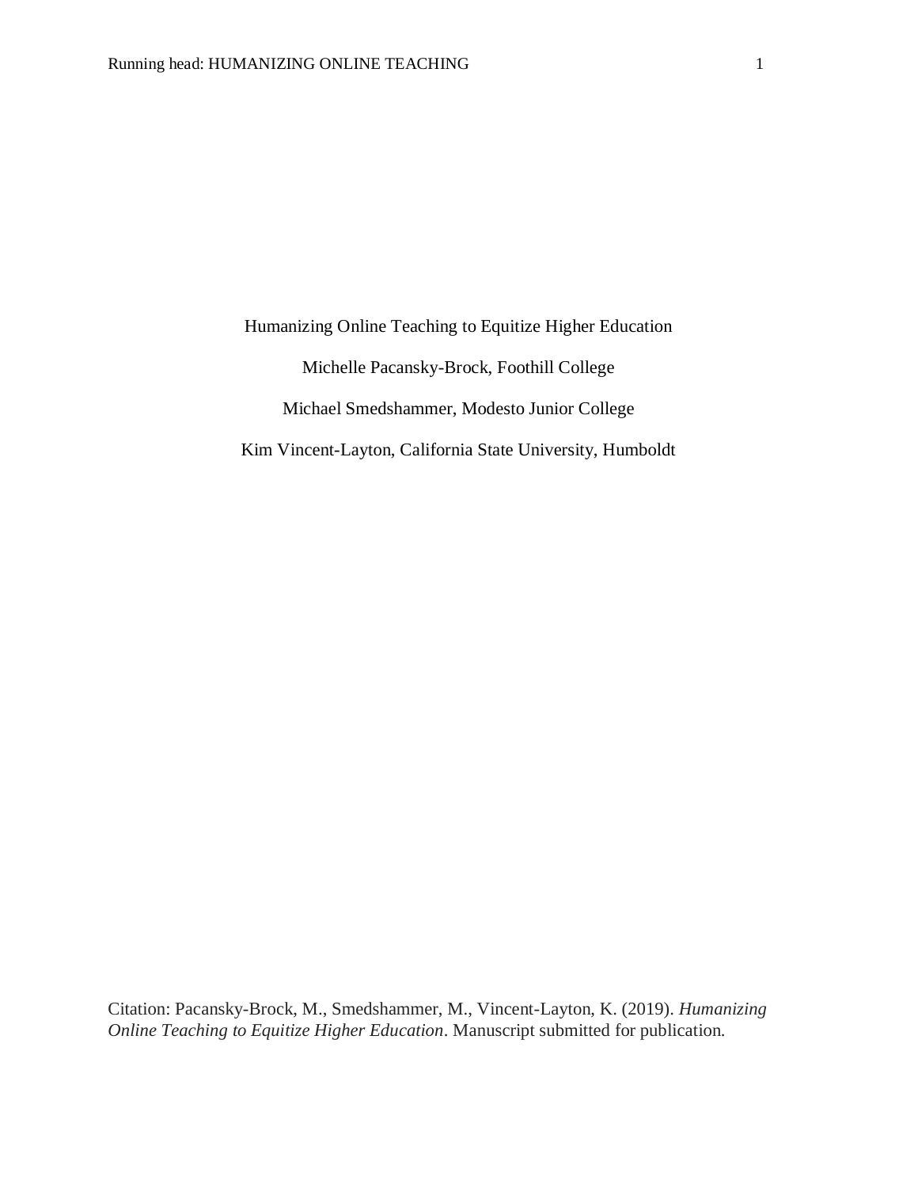# Humanizing Online Teaching to Equitize Higher Education

Michelle Pacansky-Brock, Foothill College

Michael Smedshammer, Modesto Junior College

Kim Vincent-Layton, California State University, Humboldt

Citation: Pacansky-Brock, M., Smedshammer, M., Vincent-Layton, K. (2019). *Humanizing Online Teaching to Equitize Higher Education*. Manuscript submitted for publication.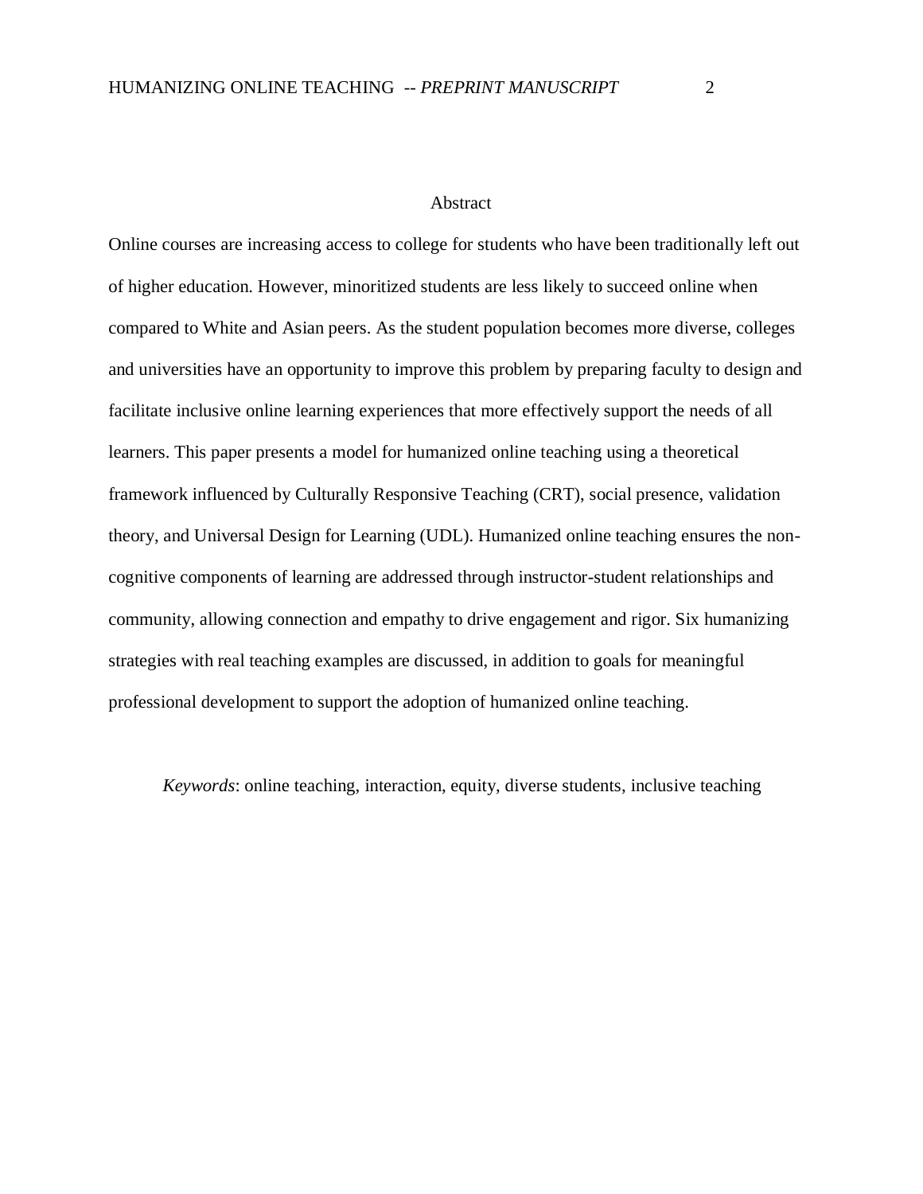## Abstract

Online courses are increasing access to college for students who have been traditionally left out of higher education. However, minoritized students are less likely to succeed online when compared to White and Asian peers. As the student population becomes more diverse, colleges and universities have an opportunity to improve this problem by preparing faculty to design and facilitate inclusive online learning experiences that more effectively support the needs of all learners. This paper presents a model for humanized online teaching using a theoretical framework influenced by Culturally Responsive Teaching (CRT), social presence, validation theory, and Universal Design for Learning (UDL). Humanized online teaching ensures the non-cognitive components of learning are addressed through instructor-student relationships and community, allowing connection and empathy to drive engagement and rigor. Six humanizing strategies with real teaching examples are discussed, in addition to goals for meaningful professional development to support the adoption of humanized online teaching.

*Keywords*: online teaching, interaction, equity, diverse students, inclusive teaching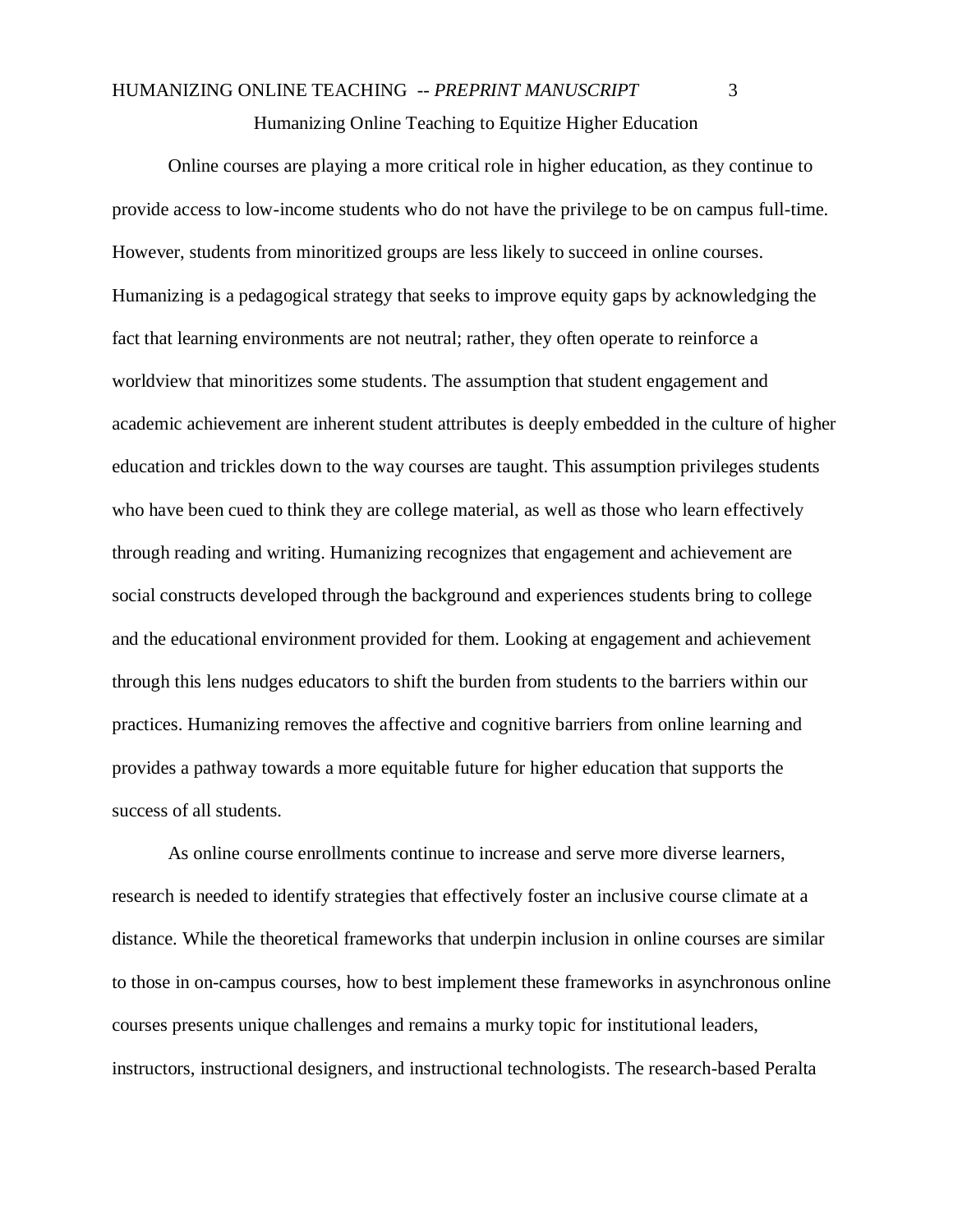# Humanizing Online Teaching to Equitize Higher Education

Online courses are playing a more critical role in higher education, as they continue to provide access to low-income students who do not have the privilege to be on campus full-time. However, students from minoritized groups are less likely to succeed in online courses. Humanizing is a pedagogical strategy that seeks to improve equity gaps by acknowledging the fact that learning environments are not neutral; rather, they often operate to reinforce a worldview that minoritizes some students. The assumption that student engagement and academic achievement are inherent student attributes is deeply embedded in the culture of higher education and trickles down to the way courses are taught. This assumption privileges students who have been cued to think they are college material, as well as those who learn effectively through reading and writing. Humanizing recognizes that engagement and achievement are social constructs developed through the background and experiences students bring to college and the educational environment provided for them. Looking at engagement and achievement through this lens nudges educators to shift the burden from students to the barriers within our practices. Humanizing removes the affective and cognitive barriers from online learning and provides a pathway towards a more equitable future for higher education that supports the success of all students.

As online course enrollments continue to increase and serve more diverse learners, research is needed to identify strategies that effectively foster an inclusive course climate at a distance. While the theoretical frameworks that underpin inclusion in online courses are similar to those in on-campus courses, how to best implement these frameworks in asynchronous online courses presents unique challenges and remains a murky topic for institutional leaders, instructors, instructional designers, and instructional technologists. The research-based Peralta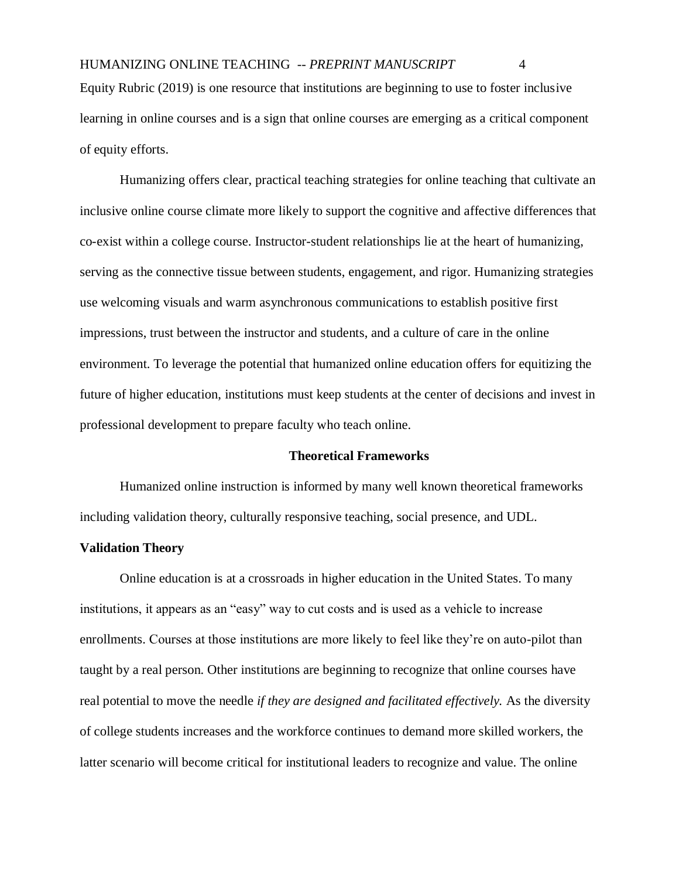Equity Rubric (2019) is one resource that institutions are beginning to use to foster inclusive learning in online courses and is a sign that online courses are emerging as a critical component of equity efforts.

Humanizing offers clear, practical teaching strategies for online teaching that cultivate an inclusive online course climate more likely to support the cognitive and affective differences that co-exist within a college course. Instructor-student relationships lie at the heart of humanizing, serving as the connective tissue between students, engagement, and rigor. Humanizing strategies use welcoming visuals and warm asynchronous communications to establish positive first impressions, trust between the instructor and students, and a culture of care in the online environment. To leverage the potential that humanized online education offers for equitizing the future of higher education, institutions must keep students at the center of decisions and invest in professional development to prepare faculty who teach online.

## Theoretical Frameworks

Humanized online instruction is informed by many well known theoretical frameworks including validation theory, culturally responsive teaching, social presence, and UDL.

### Validation Theory

Online education is at a crossroads in higher education in the United States. To many institutions, it appears as an "easy" way to cut costs and is used as a vehicle to increase enrollments. Courses at those institutions are more likely to feel like they're on auto-pilot than taught by a real person. Other institutions are beginning to recognize that online courses have real potential to move the needle *if they are designed and facilitated effectively.* As the diversity of college students increases and the workforce continues to demand more skilled workers, the latter scenario will become critical for institutional leaders to recognize and value. The online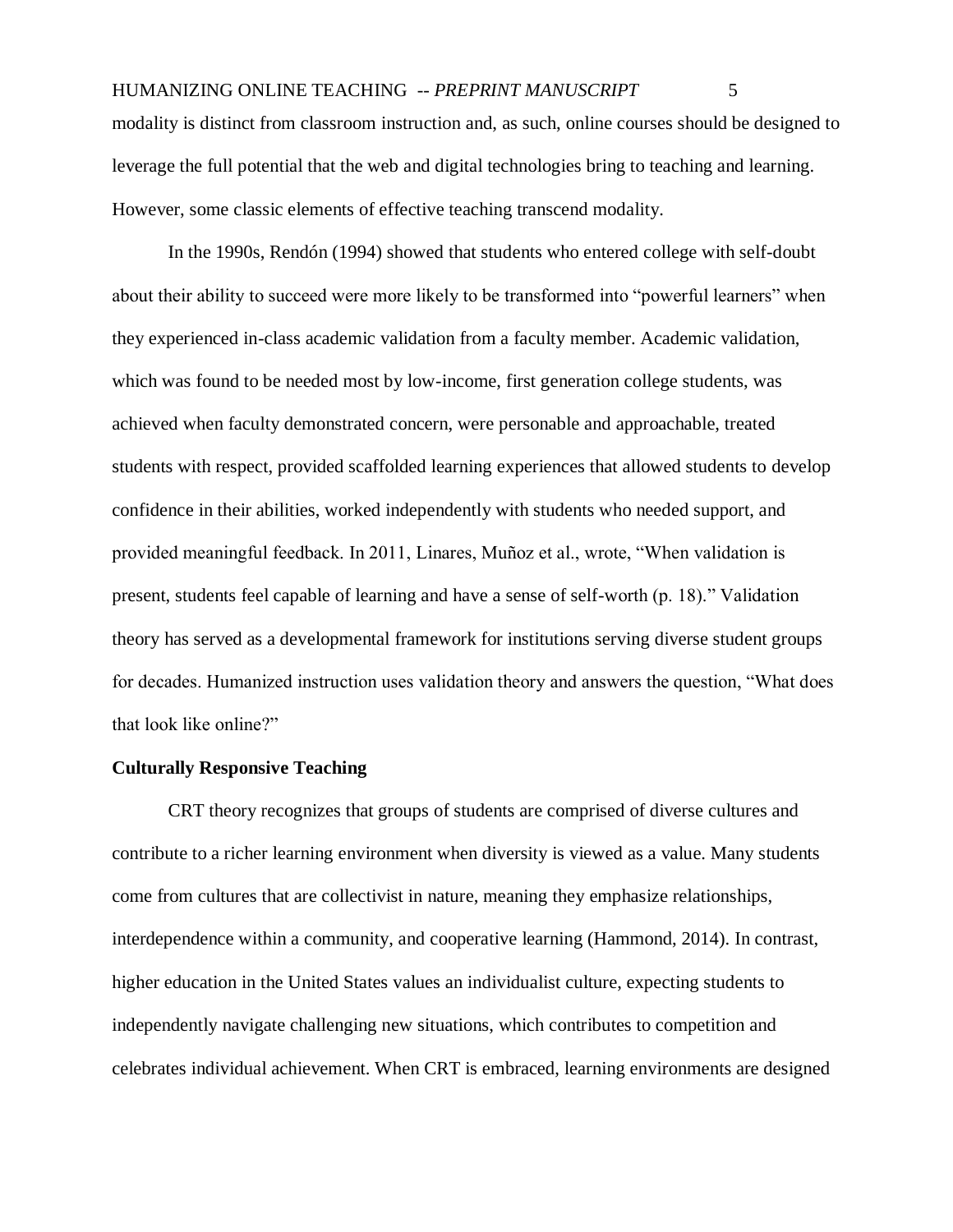modality is distinct from classroom instruction and, as such, online courses should be designed to leverage the full potential that the web and digital technologies bring to teaching and learning. However, some classic elements of effective teaching transcend modality.

In the 1990s, Rendón (1994) showed that students who entered college with self-doubt about their ability to succeed were more likely to be transformed into "powerful learners" when they experienced in-class academic validation from a faculty member. Academic validation, which was found to be needed most by low-income, first generation college students, was achieved when faculty demonstrated concern, were personable and approachable, treated students with respect, provided scaffolded learning experiences that allowed students to develop confidence in their abilities, worked independently with students who needed support, and provided meaningful feedback. In 2011, Linares, Muñoz et al., wrote, "When validation is present, students feel capable of learning and have a sense of self-worth (p. 18)." Validation theory has served as a developmental framework for institutions serving diverse student groups for decades. Humanized instruction uses validation theory and answers the question, "What does that look like online?"

**Culturally Responsive Teaching**

CRT theory recognizes that groups of students are comprised of diverse cultures and contribute to a richer learning environment when diversity is viewed as a value. Many students come from cultures that are collectivist in nature, meaning they emphasize relationships, interdependence within a community, and cooperative learning (Hammond, 2014). In contrast, higher education in the United States values an individualist culture, expecting students to independently navigate challenging new situations, which contributes to competition and celebrates individual achievement. When CRT is embraced, learning environments are designed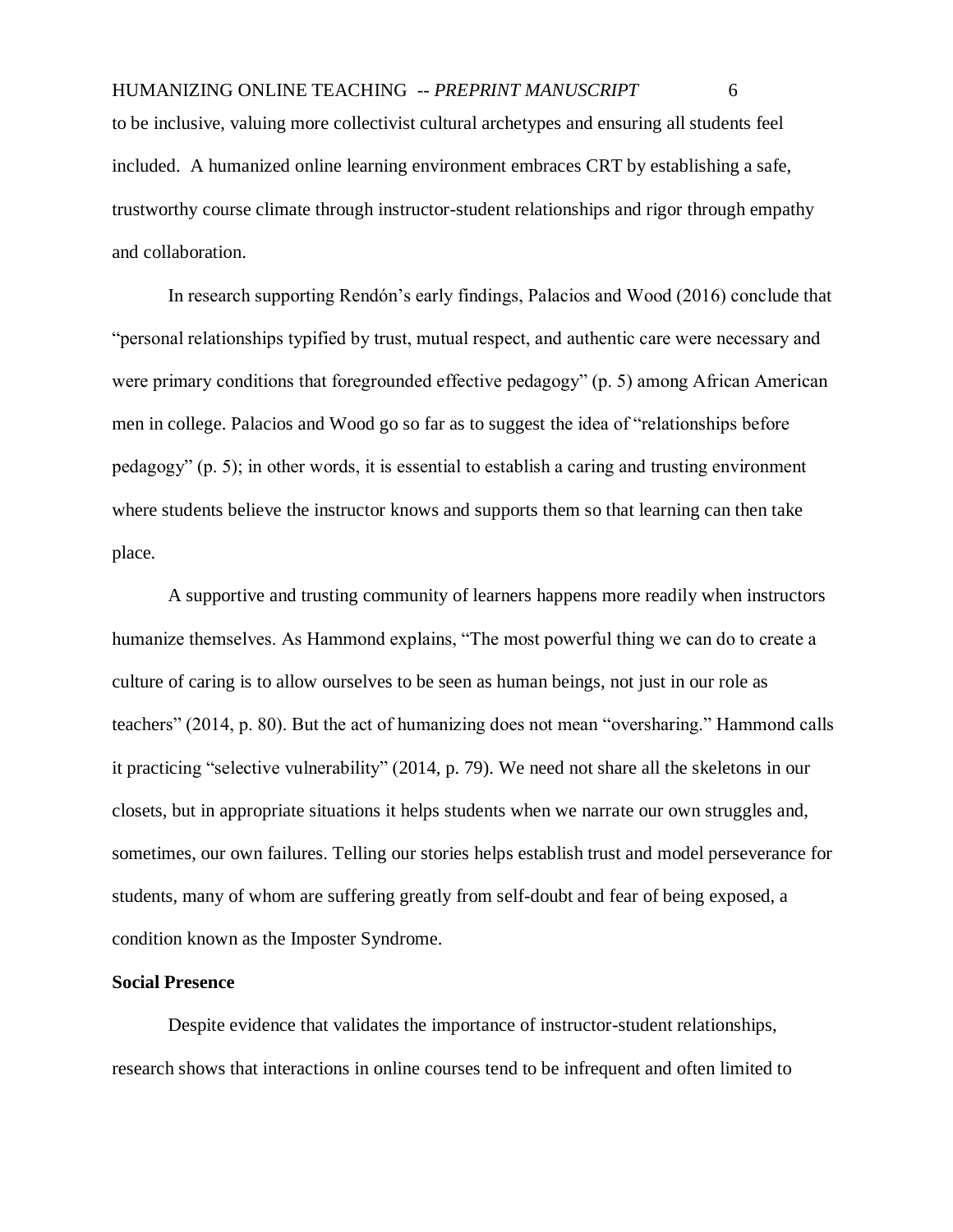to be inclusive, valuing more collectivist cultural archetypes and ensuring all students feel included. A humanized online learning environment embraces CRT by establishing a safe, trustworthy course climate through instructor-student relationships and rigor through empathy and collaboration.

In research supporting Rendón's early findings, Palacios and Wood (2016) conclude that "personal relationships typified by trust, mutual respect, and authentic care were necessary and were primary conditions that foregrounded effective pedagogy" (p. 5) among African American men in college. Palacios and Wood go so far as to suggest the idea of "relationships before pedagogy" (p. 5); in other words, it is essential to establish a caring and trusting environment where students believe the instructor knows and supports them so that learning can then take place.

A supportive and trusting community of learners happens more readily when instructors humanize themselves. As Hammond explains, "The most powerful thing we can do to create a culture of caring is to allow ourselves to be seen as human beings, not just in our role as teachers" (2014, p. 80). But the act of humanizing does not mean "oversharing." Hammond calls it practicing "selective vulnerability" (2014, p. 79). We need not share all the skeletons in our closets, but in appropriate situations it helps students when we narrate our own struggles and, sometimes, our own failures. Telling our stories helps establish trust and model perseverance for students, many of whom are suffering greatly from self-doubt and fear of being exposed, a condition known as the Imposter Syndrome.

**Social Presence**

Despite evidence that validates the importance of instructor-student relationships, research shows that interactions in online courses tend to be infrequent and often limited to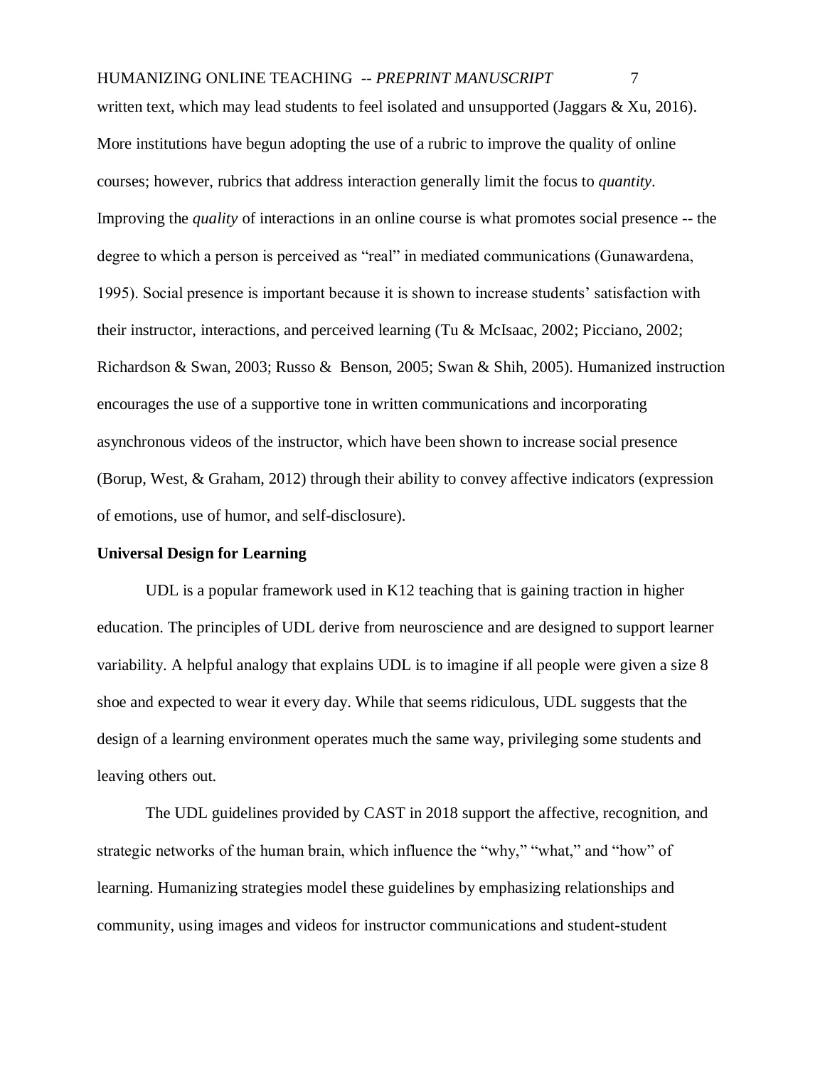written text, which may lead students to feel isolated and unsupported (Jaggars & Xu, 2016). More institutions have begun adopting the use of a rubric to improve the quality of online courses; however, rubrics that address interaction generally limit the focus to *quantity*. Improving the *quality* of interactions in an online course is what promotes social presence -- the degree to which a person is perceived as "real" in mediated communications (Gunawardena, 1995). Social presence is important because it is shown to increase students' satisfaction with their instructor, interactions, and perceived learning (Tu & McIsaac, 2002; Picciano, 2002; Richardson & Swan, 2003; Russo & Benson, 2005; Swan & Shih, 2005). Humanized instruction encourages the use of a supportive tone in written communications and incorporating asynchronous videos of the instructor, which have been shown to increase social presence (Borup, West, & Graham, 2012) through their ability to convey affective indicators (expression of emotions, use of humor, and self-disclosure).

**Universal Design for Learning**

UDL is a popular framework used in K12 teaching that is gaining traction in higher education. The principles of UDL derive from neuroscience and are designed to support learner variability. A helpful analogy that explains UDL is to imagine if all people were given a size 8 shoe and expected to wear it every day. While that seems ridiculous, UDL suggests that the design of a learning environment operates much the same way, privileging some students and leaving others out.

The UDL guidelines provided by CAST in 2018 support the affective, recognition, and strategic networks of the human brain, which influence the "why," "what," and "how" of learning. Humanizing strategies model these guidelines by emphasizing relationships and community, using images and videos for instructor communications and student-student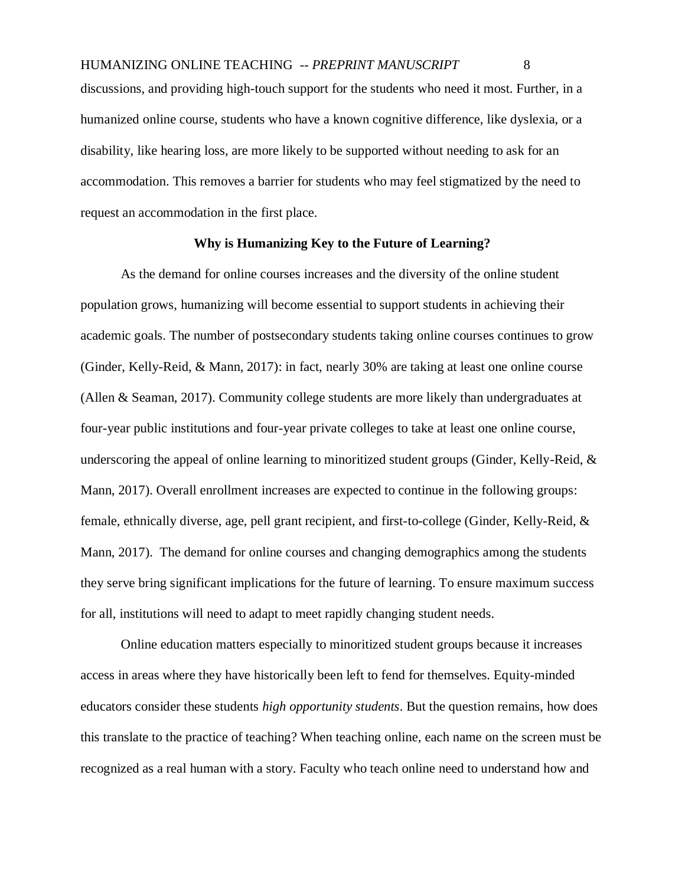discussions, and providing high-touch support for the students who need it most. Further, in a humanized online course, students who have a known cognitive difference, like dyslexia, or a disability, like hearing loss, are more likely to be supported without needing to ask for an accommodation. This removes a barrier for students who may feel stigmatized by the need to request an accommodation in the first place.

## Why is Humanizing Key to the Future of Learning?

As the demand for online courses increases and the diversity of the online student population grows, humanizing will become essential to support students in achieving their academic goals. The number of postsecondary students taking online courses continues to grow (Ginder, Kelly-Reid, & Mann, 2017): in fact, nearly 30% are taking at least one online course (Allen & Seaman, 2017). Community college students are more likely than undergraduates at four-year public institutions and four-year private colleges to take at least one online course, underscoring the appeal of online learning to minoritized student groups (Ginder, Kelly-Reid, & Mann, 2017). Overall enrollment increases are expected to continue in the following groups: female, ethnically diverse, age, pell grant recipient, and first-to-college (Ginder, Kelly-Reid, & Mann, 2017). The demand for online courses and changing demographics among the students they serve bring significant implications for the future of learning. To ensure maximum success for all, institutions will need to adapt to meet rapidly changing student needs.

Online education matters especially to minoritized student groups because it increases access in areas where they have historically been left to fend for themselves. Equity-minded educators consider these students *high opportunity students*. But the question remains, how does this translate to the practice of teaching? When teaching online, each name on the screen must be recognized as a real human with a story. Faculty who teach online need to understand how and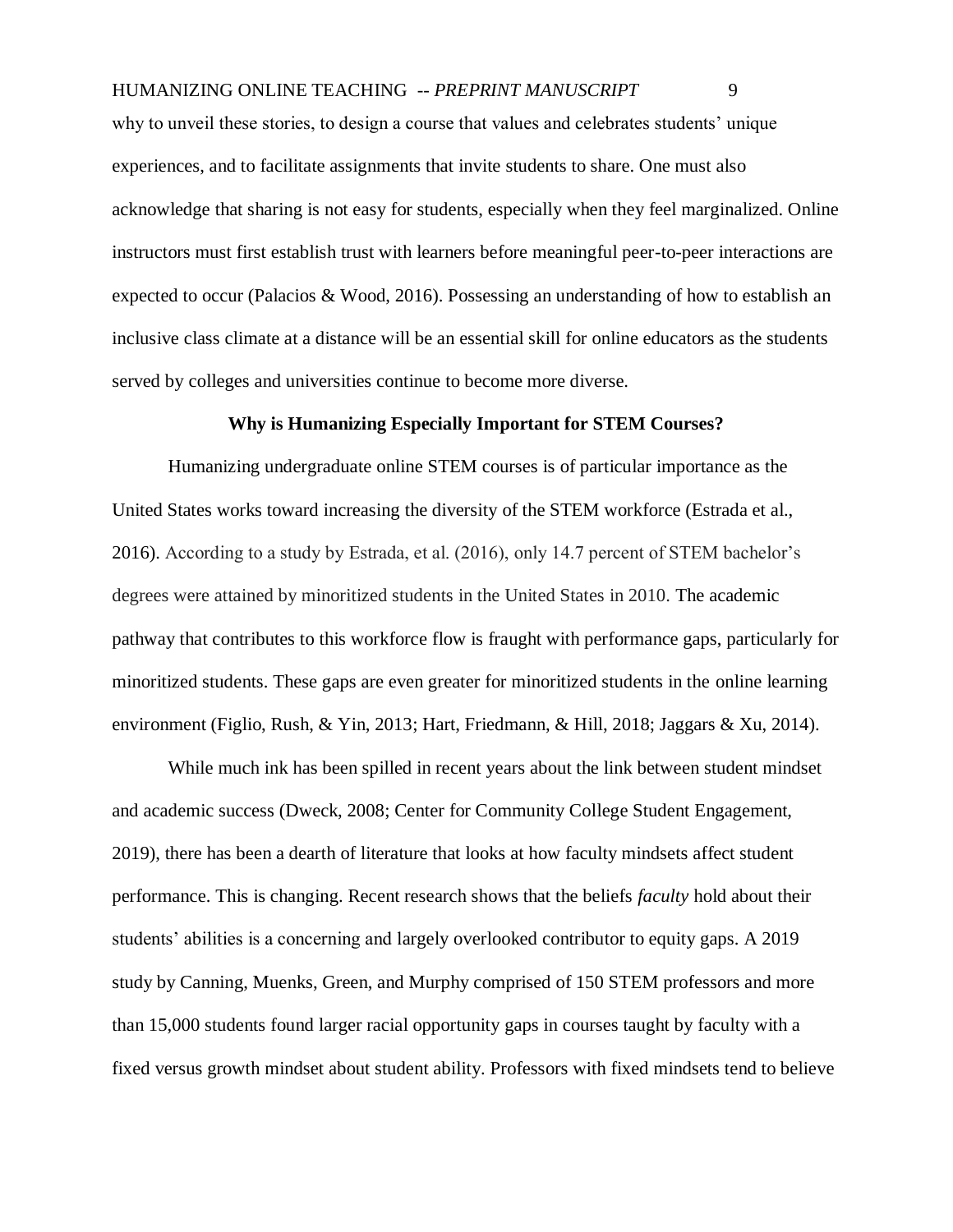why to unveil these stories, to design a course that values and celebrates students' unique experiences, and to facilitate assignments that invite students to share. One must also acknowledge that sharing is not easy for students, especially when they feel marginalized. Online instructors must first establish trust with learners before meaningful peer-to-peer interactions are expected to occur (Palacios & Wood, 2016). Possessing an understanding of how to establish an inclusive class climate at a distance will be an essential skill for online educators as the students served by colleges and universities continue to become more diverse.

## Why is Humanizing Especially Important for STEM Courses?

Humanizing undergraduate online STEM courses is of particular importance as the United States works toward increasing the diversity of the STEM workforce (Estrada et al., 2016). According to a study by Estrada, et al. (2016), only 14.7 percent of STEM bachelor's degrees were attained by minoritized students in the United States in 2010. The academic pathway that contributes to this workforce flow is fraught with performance gaps, particularly for minoritized students. These gaps are even greater for minoritized students in the online learning environment (Figlio, Rush, & Yin, 2013; Hart, Friedmann, & Hill, 2018; Jaggars & Xu, 2014).

While much ink has been spilled in recent years about the link between student mindset and academic success (Dweck, 2008; Center for Community College Student Engagement, 2019), there has been a dearth of literature that looks at how faculty mindsets affect student performance. This is changing. Recent research shows that the beliefs *faculty* hold about their students' abilities is a concerning and largely overlooked contributor to equity gaps. A 2019 study by Canning, Muenks, Green, and Murphy comprised of 150 STEM professors and more than 15,000 students found larger racial opportunity gaps in courses taught by faculty with a fixed versus growth mindset about student ability. Professors with fixed mindsets tend to believe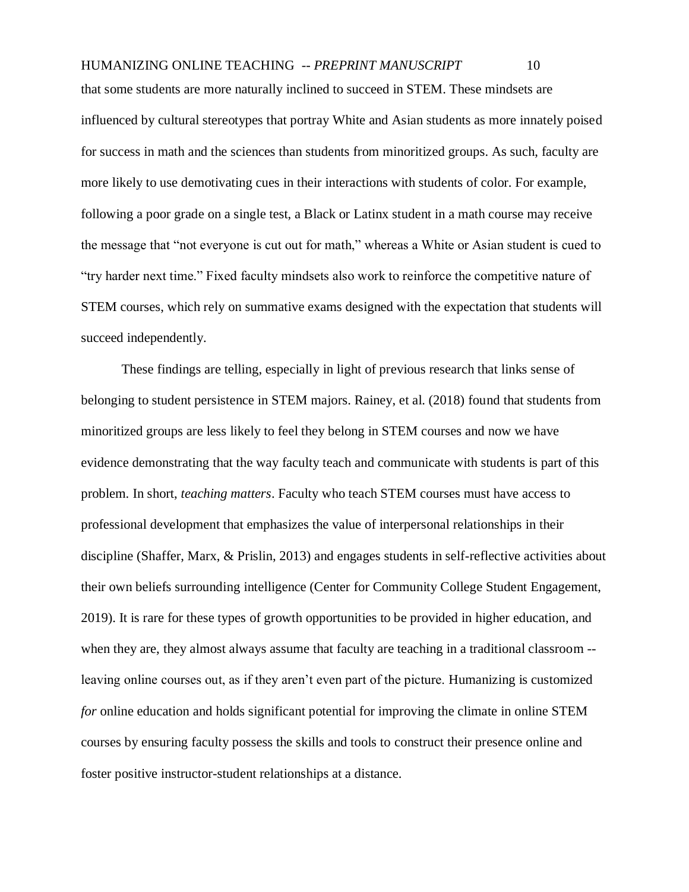that some students are more naturally inclined to succeed in STEM. These mindsets are influenced by cultural stereotypes that portray White and Asian students as more innately poised for success in math and the sciences than students from minoritized groups. As such, faculty are more likely to use demotivating cues in their interactions with students of color. For example, following a poor grade on a single test, a Black or Latinx student in a math course may receive the message that "not everyone is cut out for math," whereas a White or Asian student is cued to "try harder next time." Fixed faculty mindsets also work to reinforce the competitive nature of STEM courses, which rely on summative exams designed with the expectation that students will succeed independently.

These findings are telling, especially in light of previous research that links sense of belonging to student persistence in STEM majors. Rainey, et al. (2018) found that students from minoritized groups are less likely to feel they belong in STEM courses and now we have evidence demonstrating that the way faculty teach and communicate with students is part of this problem. In short, *teaching matters*. Faculty who teach STEM courses must have access to professional development that emphasizes the value of interpersonal relationships in their discipline (Shaffer, Marx, & Prislin, 2013) and engages students in self-reflective activities about their own beliefs surrounding intelligence (Center for Community College Student Engagement, 2019). It is rare for these types of growth opportunities to be provided in higher education, and when they are, they almost always assume that faculty are teaching in a traditional classroom -- leaving online courses out, as if they aren't even part of the picture. Humanizing is customized *for* online education and holds significant potential for improving the climate in online STEM courses by ensuring faculty possess the skills and tools to construct their presence online and foster positive instructor-student relationships at a distance.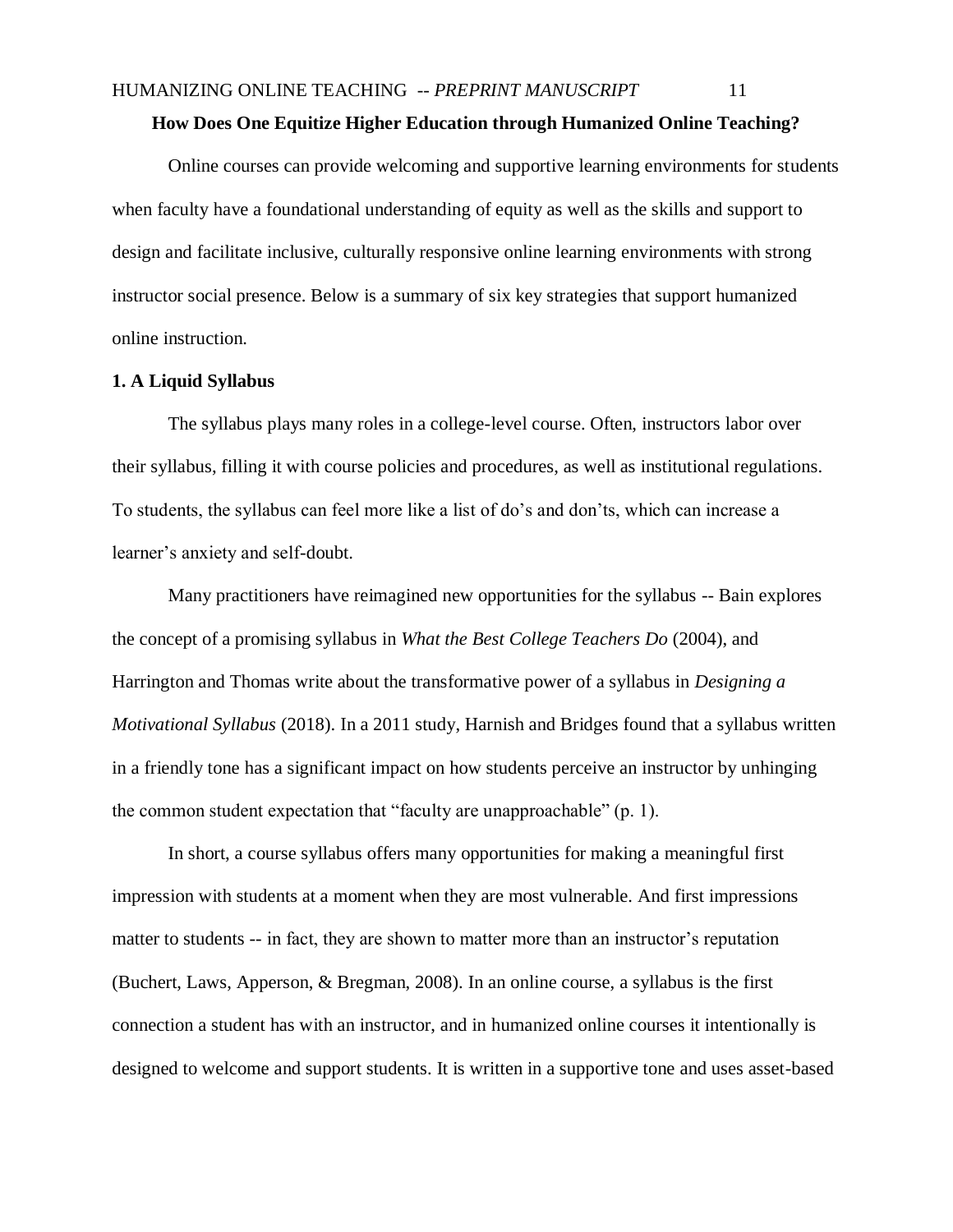## How Does One Equitize Higher Education through Humanized Online Teaching?

Online courses can provide welcoming and supportive learning environments for students when faculty have a foundational understanding of equity as well as the skills and support to design and facilitate inclusive, culturally responsive online learning environments with strong instructor social presence. Below is a summary of six key strategies that support humanized online instruction.

### 1. A Liquid Syllabus

The syllabus plays many roles in a college-level course. Often, instructors labor over their syllabus, filling it with course policies and procedures, as well as institutional regulations. To students, the syllabus can feel more like a list of do's and don'ts, which can increase a learner's anxiety and self-doubt.

Many practitioners have reimagined new opportunities for the syllabus -- Bain explores the concept of a promising syllabus in *What the Best College Teachers Do* (2004), and Harrington and Thomas write about the transformative power of a syllabus in *Designing a Motivational Syllabus* (2018). In a 2011 study, Harnish and Bridges found that a syllabus written in a friendly tone has a significant impact on how students perceive an instructor by unhinging the common student expectation that "faculty are unapproachable" (p. 1).

In short, a course syllabus offers many opportunities for making a meaningful first impression with students at a moment when they are most vulnerable. And first impressions matter to students -- in fact, they are shown to matter more than an instructor's reputation (Buchert, Laws, Apperson, & Bregman, 2008). In an online course, a syllabus is the first connection a student has with an instructor, and in humanized online courses it intentionally is designed to welcome and support students. It is written in a supportive tone and uses asset-based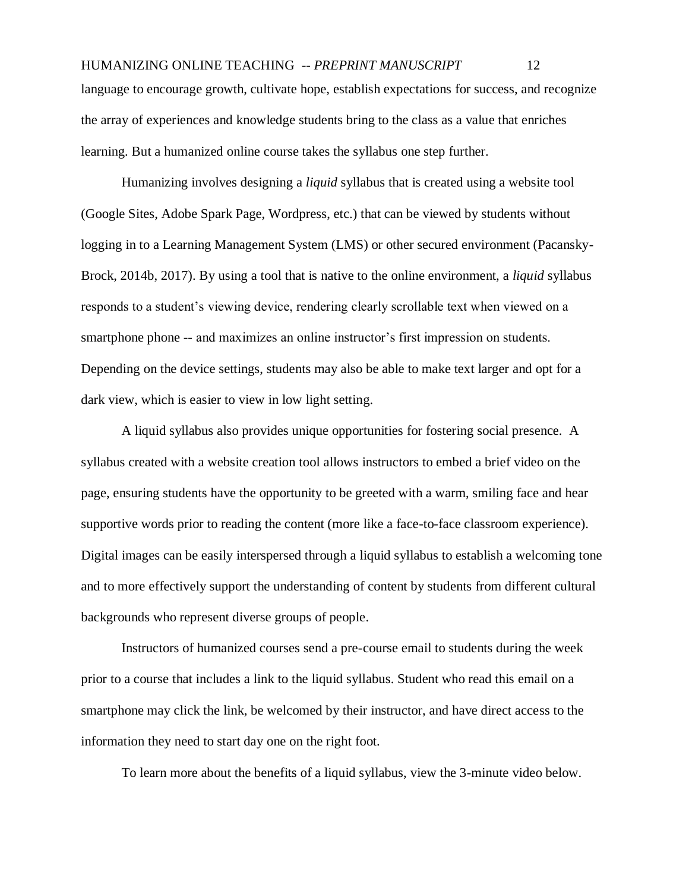language to encourage growth, cultivate hope, establish expectations for success, and recognize the array of experiences and knowledge students bring to the class as a value that enriches learning. But a humanized online course takes the syllabus one step further.

Humanizing involves designing a *liquid* syllabus that is created using a website tool (Google Sites, Adobe Spark Page, Wordpress, etc.) that can be viewed by students without logging in to a Learning Management System (LMS) or other secured environment (Pacansky-Brock, 2014b, 2017). By using a tool that is native to the online environment, a *liquid* syllabus responds to a student's viewing device, rendering clearly scrollable text when viewed on a smartphone phone -- and maximizes an online instructor's first impression on students. Depending on the device settings, students may also be able to make text larger and opt for a dark view, which is easier to view in low light setting.

A liquid syllabus also provides unique opportunities for fostering social presence. A syllabus created with a website creation tool allows instructors to embed a brief video on the page, ensuring students have the opportunity to be greeted with a warm, smiling face and hear supportive words prior to reading the content (more like a face-to-face classroom experience). Digital images can be easily interspersed through a liquid syllabus to establish a welcoming tone and to more effectively support the understanding of content by students from different cultural backgrounds who represent diverse groups of people.

Instructors of humanized courses send a pre-course email to students during the week prior to a course that includes a link to the liquid syllabus. Student who read this email on a smartphone may click the link, be welcomed by their instructor, and have direct access to the information they need to start day one on the right foot.

To learn more about the benefits of a liquid syllabus, view the 3-minute video below.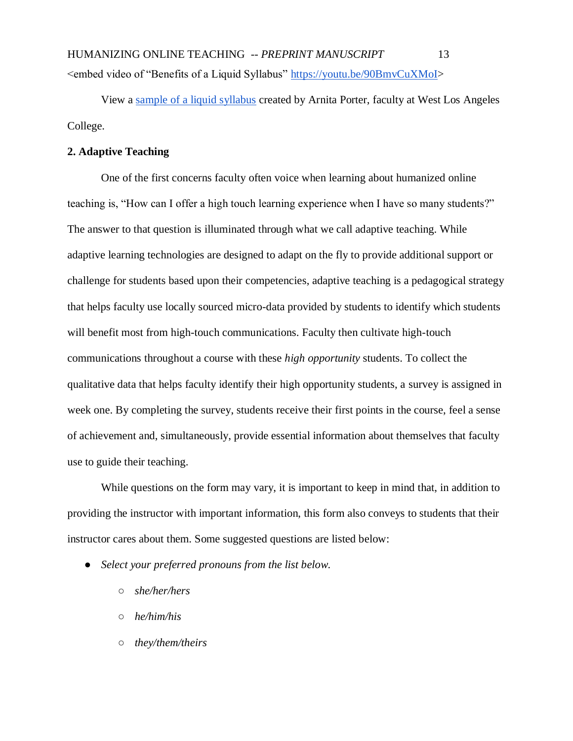<embed video of "Benefits of a Liquid Syllabus" [https://youtu.be/90BmvCuXMoI](https://youtu.be/90BmvCuXMoI)>

View a [sample of a liquid syllabus](#) created by Arnita Porter, faculty at West Los Angeles College.

**2. Adaptive Teaching**

One of the first concerns faculty often voice when learning about humanized online teaching is, "How can I offer a high touch learning experience when I have so many students?" The answer to that question is illuminated through what we call adaptive teaching. While adaptive learning technologies are designed to adapt on the fly to provide additional support or challenge for students based upon their competencies, adaptive teaching is a pedagogical strategy that helps faculty use locally sourced micro-data provided by students to identify which students will benefit most from high-touch communications. Faculty then cultivate high-touch communications throughout a course with these *high opportunity* students. To collect the qualitative data that helps faculty identify their high opportunity students, a survey is assigned in week one. By completing the survey, students receive their first points in the course, feel a sense of achievement and, simultaneously, provide essential information about themselves that faculty use to guide their teaching.

While questions on the form may vary, it is important to keep in mind that, in addition to providing the instructor with important information, this form also conveys to students that their instructor cares about them. Some suggested questions are listed below:

- *Select your preferred pronouns from the list below.*
  - *she/her/hers*
  - *he/him/his*
  - *they/them/theirs*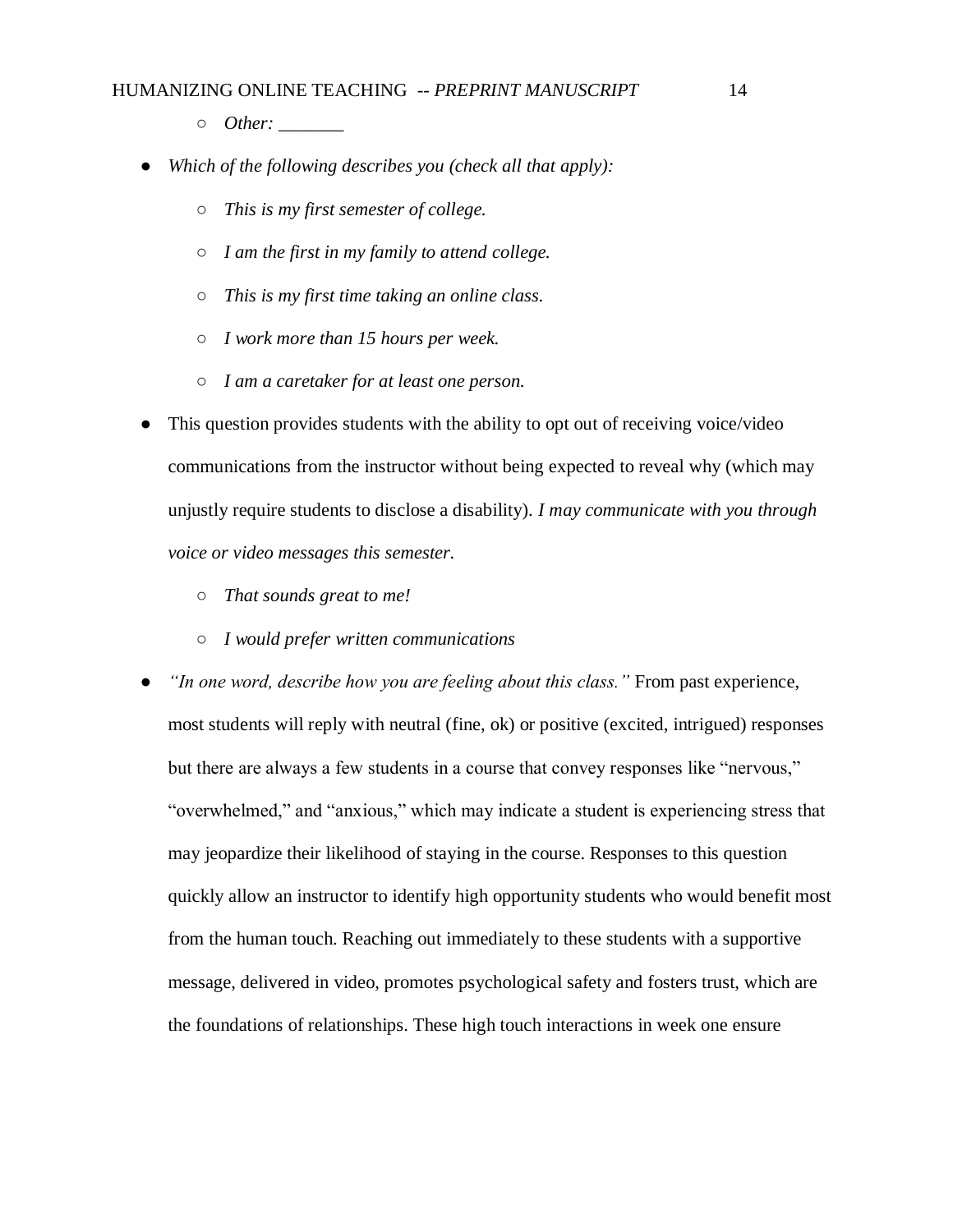- *Other: _______*

- *Which of the following describes you (check all that apply):*
    - *This is my first semester of college.*
    - *I am the first in my family to attend college.*
    - *This is my first time taking an online class.*
    - *I work more than 15 hours per week.*
    - *I am a caretaker for at least one person.*

- This question provides students with the ability to opt out of receiving voice/video communications from the instructor without being expected to reveal why (which may unjustly require students to disclose a disability). *I may communicate with you through voice or video messages this semester.*
    - *That sounds great to me!*
    - *I would prefer written communications*

- *"In one word, describe how you are feeling about this class."* From past experience, most students will reply with neutral (fine, ok) or positive (excited, intrigued) responses but there are always a few students in a course that convey responses like "nervous," "overwhelmed," and "anxious," which may indicate a student is experiencing stress that may jeopardize their likelihood of staying in the course. Responses to this question quickly allow an instructor to identify high opportunity students who would benefit most from the human touch. Reaching out immediately to these students with a supportive message, delivered in video, promotes psychological safety and fosters trust, which are the foundations of relationships. These high touch interactions in week one ensure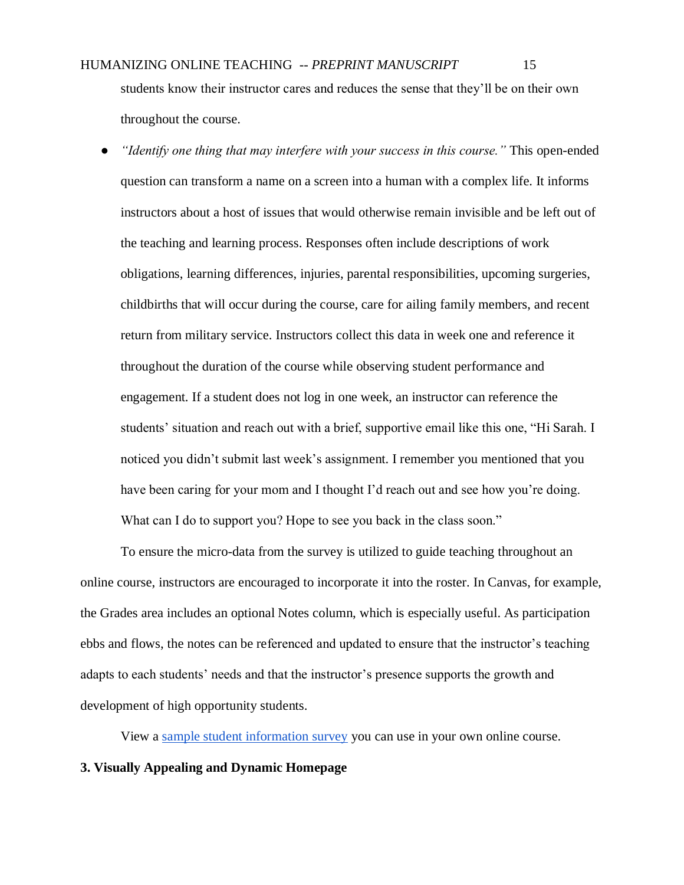students know their instructor cares and reduces the sense that they'll be on their own throughout the course.

- *"Identify one thing that may interfere with your success in this course."* This open-ended question can transform a name on a screen into a human with a complex life. It informs instructors about a host of issues that would otherwise remain invisible and be left out of the teaching and learning process. Responses often include descriptions of work obligations, learning differences, injuries, parental responsibilities, upcoming surgeries, childbirths that will occur during the course, care for ailing family members, and recent return from military service. Instructors collect this data in week one and reference it throughout the duration of the course while observing student performance and engagement. If a student does not log in one week, an instructor can reference the students' situation and reach out with a brief, supportive email like this one, "Hi Sarah. I noticed you didn't submit last week's assignment. I remember you mentioned that you have been caring for your mom and I thought I'd reach out and see how you're doing. What can I do to support you? Hope to see you back in the class soon."

To ensure the micro-data from the survey is utilized to guide teaching throughout an online course, instructors are encouraged to incorporate it into the roster. In Canvas, for example, the Grades area includes an optional Notes column, which is especially useful. As participation ebbs and flows, the notes can be referenced and updated to ensure that the instructor's teaching adapts to each students' needs and that the instructor's presence supports the growth and development of high opportunity students.

View a sample student information survey you can use in your own online course.

**3. Visually Appealing and Dynamic Homepage**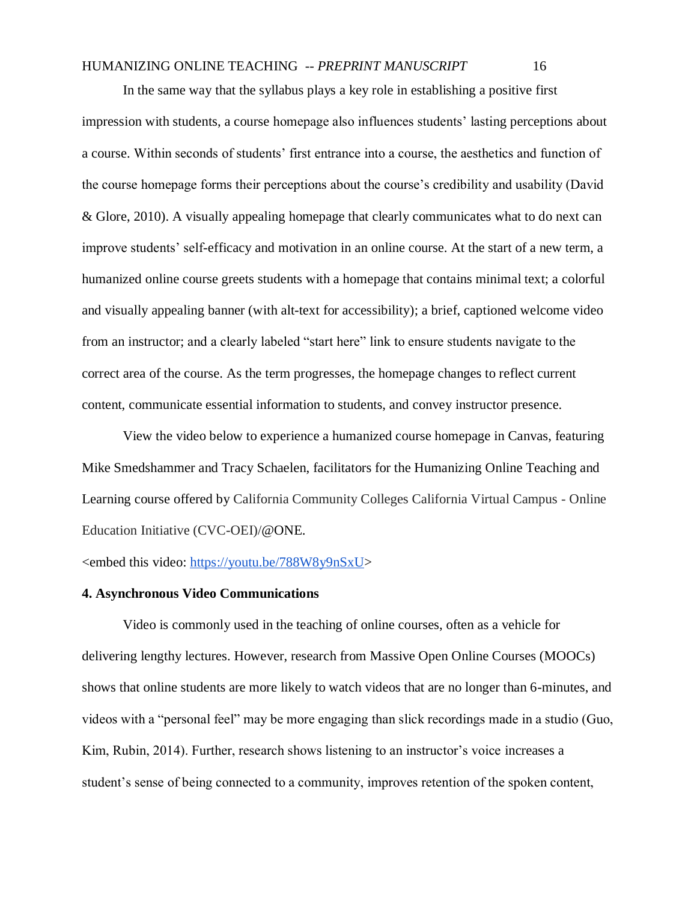In the same way that the syllabus plays a key role in establishing a positive first impression with students, a course homepage also influences students' lasting perceptions about a course. Within seconds of students' first entrance into a course, the aesthetics and function of the course homepage forms their perceptions about the course's credibility and usability (David & Glore, 2010). A visually appealing homepage that clearly communicates what to do next can improve students' self-efficacy and motivation in an online course. At the start of a new term, a humanized online course greets students with a homepage that contains minimal text; a colorful and visually appealing banner (with alt-text for accessibility); a brief, captioned welcome video from an instructor; and a clearly labeled "start here" link to ensure students navigate to the correct area of the course. As the term progresses, the homepage changes to reflect current content, communicate essential information to students, and convey instructor presence.

View the video below to experience a humanized course homepage in Canvas, featuring Mike Smedshammer and Tracy Schaelen, facilitators for the Humanizing Online Teaching and Learning course offered by California Community Colleges California Virtual Campus - Online Education Initiative (CVC-OEI)/@ONE.

<embed this video: [https://youtu.be/788W8y9nSxU](https://youtu.be/788W8y9nSxU)>

**4. Asynchronous Video Communications**

Video is commonly used in the teaching of online courses, often as a vehicle for delivering lengthy lectures. However, research from Massive Open Online Courses (MOOCs) shows that online students are more likely to watch videos that are no longer than 6-minutes, and videos with a "personal feel" may be more engaging than slick recordings made in a studio (Guo, Kim, Rubin, 2014). Further, research shows listening to an instructor's voice increases a student's sense of being connected to a community, improves retention of the spoken content,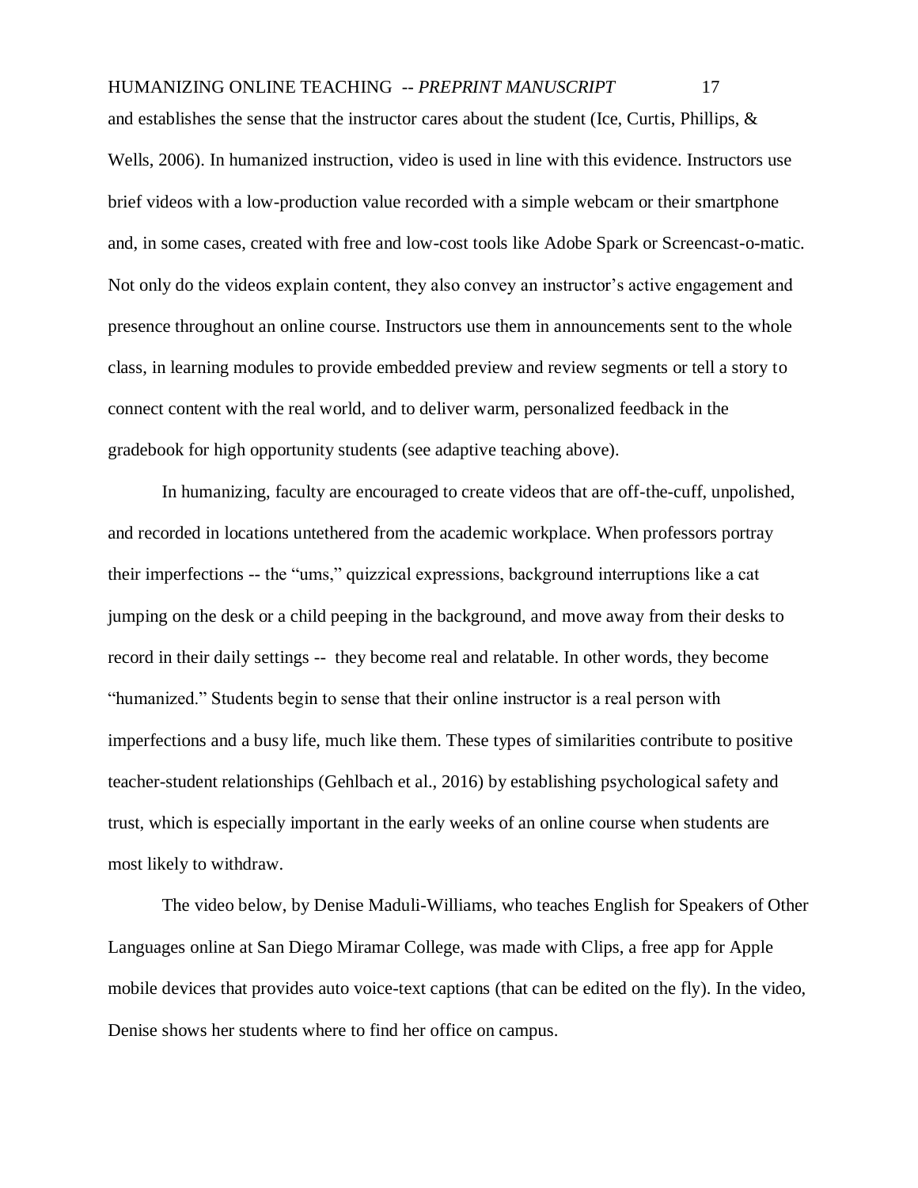and establishes the sense that the instructor cares about the student (Ice, Curtis, Phillips, & Wells, 2006). In humanized instruction, video is used in line with this evidence. Instructors use brief videos with a low-production value recorded with a simple webcam or their smartphone and, in some cases, created with free and low-cost tools like Adobe Spark or Screencast-o-matic. Not only do the videos explain content, they also convey an instructor's active engagement and presence throughout an online course. Instructors use them in announcements sent to the whole class, in learning modules to provide embedded preview and review segments or tell a story to connect content with the real world, and to deliver warm, personalized feedback in the gradebook for high opportunity students (see adaptive teaching above).

In humanizing, faculty are encouraged to create videos that are off-the-cuff, unpolished, and recorded in locations untethered from the academic workplace. When professors portray their imperfections -- the "ums," quizzical expressions, background interruptions like a cat jumping on the desk or a child peeping in the background, and move away from their desks to record in their daily settings -- they become real and relatable. In other words, they become "humanized." Students begin to sense that their online instructor is a real person with imperfections and a busy life, much like them. These types of similarities contribute to positive teacher-student relationships (Gehlbach et al., 2016) by establishing psychological safety and trust, which is especially important in the early weeks of an online course when students are most likely to withdraw.

The video below, by Denise Maduli-Williams, who teaches English for Speakers of Other Languages online at San Diego Miramar College, was made with Clips, a free app for Apple mobile devices that provides auto voice-text captions (that can be edited on the fly). In the video, Denise shows her students where to find her office on campus.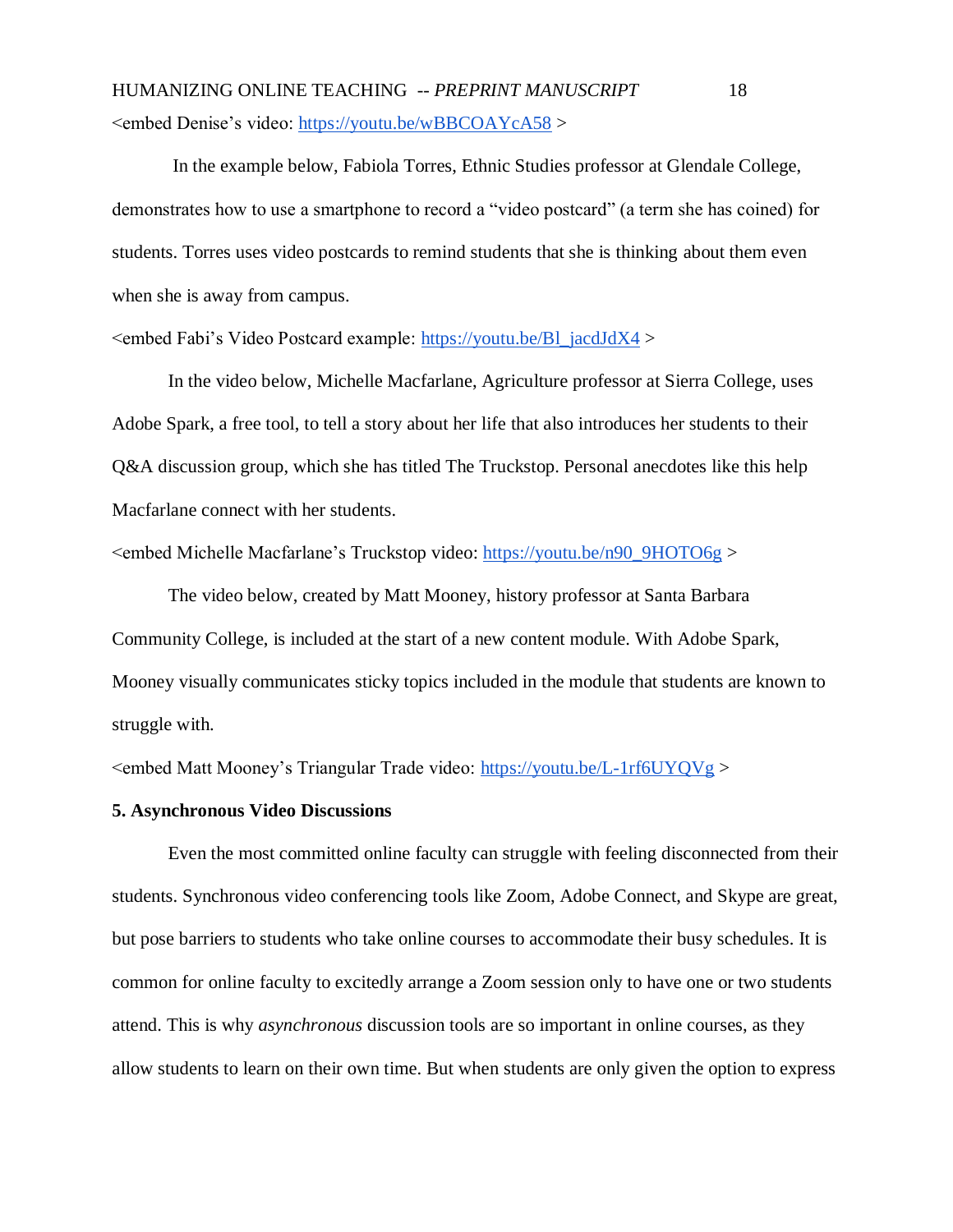<embed Denise's video: https://youtu.be/wBBCOAYcA58 >

In the example below, Fabiola Torres, Ethnic Studies professor at Glendale College, demonstrates how to use a smartphone to record a "video postcard" (a term she has coined) for students. Torres uses video postcards to remind students that she is thinking about them even when she is away from campus.

<embed Fabi's Video Postcard example: https://youtu.be/Bl_jacdJdX4 >

In the video below, Michelle Macfarlane, Agriculture professor at Sierra College, uses Adobe Spark, a free tool, to tell a story about her life that also introduces her students to their Q&A discussion group, which she has titled The Truckstop. Personal anecdotes like this help Macfarlane connect with her students.

<embed Michelle Macfarlane's Truckstop video: https://youtu.be/n90_9HOTO6g >

The video below, created by Matt Mooney, history professor at Santa Barbara Community College, is included at the start of a new content module. With Adobe Spark, Mooney visually communicates sticky topics included in the module that students are known to struggle with.

<embed Matt Mooney's Triangular Trade video: https://youtu.be/L-1rf6UYQVg >

**5. Asynchronous Video Discussions**

Even the most committed online faculty can struggle with feeling disconnected from their students. Synchronous video conferencing tools like Zoom, Adobe Connect, and Skype are great, but pose barriers to students who take online courses to accommodate their busy schedules. It is common for online faculty to excitedly arrange a Zoom session only to have one or two students attend. This is why *asynchronous* discussion tools are so important in online courses, as they allow students to learn on their own time. But when students are only given the option to express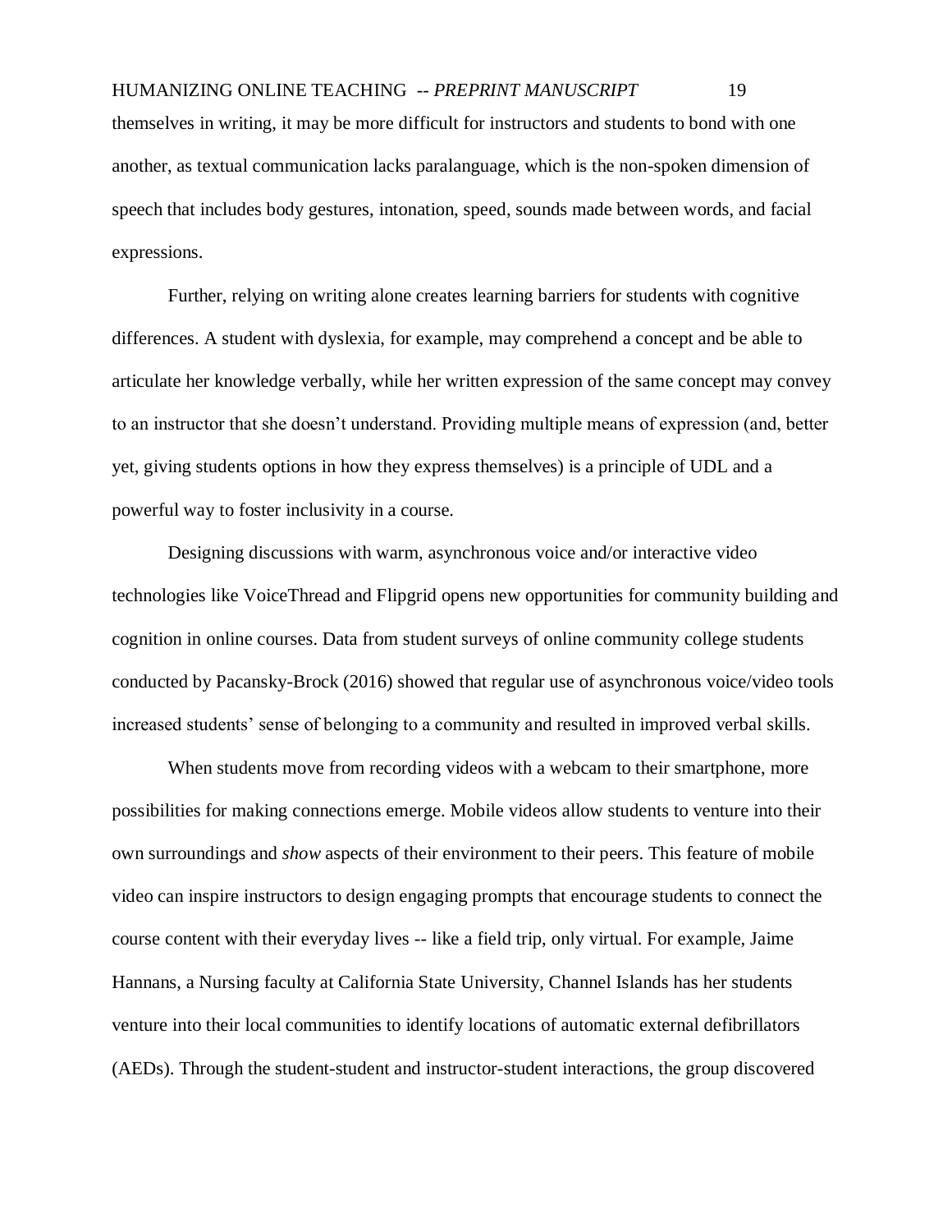themselves in writing, it may be more difficult for instructors and students to bond with one another, as textual communication lacks paralanguage, which is the non-spoken dimension of speech that includes body gestures, intonation, speed, sounds made between words, and facial expressions.

Further, relying on writing alone creates learning barriers for students with cognitive differences. A student with dyslexia, for example, may comprehend a concept and be able to articulate her knowledge verbally, while her written expression of the same concept may convey to an instructor that she doesn't understand. Providing multiple means of expression (and, better yet, giving students options in how they express themselves) is a principle of UDL and a powerful way to foster inclusivity in a course.

Designing discussions with warm, asynchronous voice and/or interactive video technologies like VoiceThread and Flipgrid opens new opportunities for community building and cognition in online courses. Data from student surveys of online community college students conducted by Pacansky-Brock (2016) showed that regular use of asynchronous voice/video tools increased students' sense of belonging to a community and resulted in improved verbal skills.

When students move from recording videos with a webcam to their smartphone, more possibilities for making connections emerge. Mobile videos allow students to venture into their own surroundings and *show* aspects of their environment to their peers. This feature of mobile video can inspire instructors to design engaging prompts that encourage students to connect the course content with their everyday lives -- like a field trip, only virtual. For example, Jaime Hannans, a Nursing faculty at California State University, Channel Islands has her students venture into their local communities to identify locations of automatic external defibrillators (AEDs). Through the student-student and instructor-student interactions, the group discovered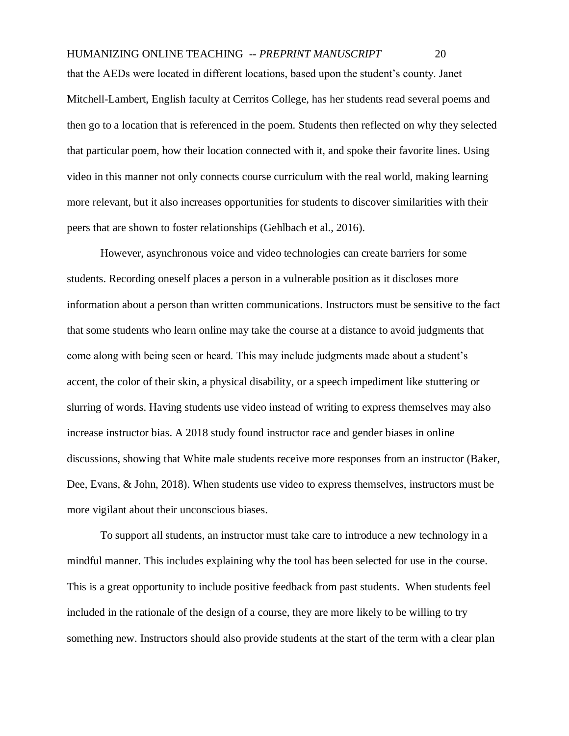that the AEDs were located in different locations, based upon the student's county. Janet Mitchell-Lambert, English faculty at Cerritos College, has her students read several poems and then go to a location that is referenced in the poem. Students then reflected on why they selected that particular poem, how their location connected with it, and spoke their favorite lines. Using video in this manner not only connects course curriculum with the real world, making learning more relevant, but it also increases opportunities for students to discover similarities with their peers that are shown to foster relationships (Gehlbach et al., 2016).

However, asynchronous voice and video technologies can create barriers for some students. Recording oneself places a person in a vulnerable position as it discloses more information about a person than written communications. Instructors must be sensitive to the fact that some students who learn online may take the course at a distance to avoid judgments that come along with being seen or heard. This may include judgments made about a student's accent, the color of their skin, a physical disability, or a speech impediment like stuttering or slurring of words. Having students use video instead of writing to express themselves may also increase instructor bias. A 2018 study found instructor race and gender biases in online discussions, showing that White male students receive more responses from an instructor (Baker, Dee, Evans, & John, 2018). When students use video to express themselves, instructors must be more vigilant about their unconscious biases.

To support all students, an instructor must take care to introduce a new technology in a mindful manner. This includes explaining why the tool has been selected for use in the course. This is a great opportunity to include positive feedback from past students. When students feel included in the rationale of the design of a course, they are more likely to be willing to try something new. Instructors should also provide students at the start of the term with a clear plan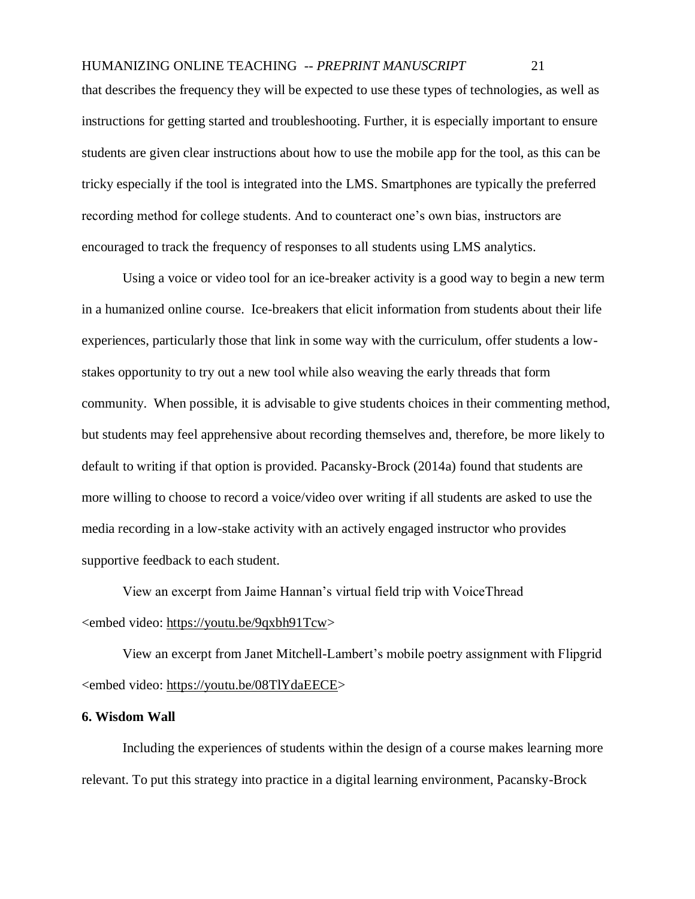that describes the frequency they will be expected to use these types of technologies, as well as instructions for getting started and troubleshooting. Further, it is especially important to ensure students are given clear instructions about how to use the mobile app for the tool, as this can be tricky especially if the tool is integrated into the LMS. Smartphones are typically the preferred recording method for college students. And to counteract one's own bias, instructors are encouraged to track the frequency of responses to all students using LMS analytics.

Using a voice or video tool for an ice-breaker activity is a good way to begin a new term in a humanized online course. Ice-breakers that elicit information from students about their life experiences, particularly those that link in some way with the curriculum, offer students a low-stakes opportunity to try out a new tool while also weaving the early threads that form community. When possible, it is advisable to give students choices in their commenting method, but students may feel apprehensive about recording themselves and, therefore, be more likely to default to writing if that option is provided. Pacansky-Brock (2014a) found that students are more willing to choose to record a voice/video over writing if all students are asked to use the media recording in a low-stake activity with an actively engaged instructor who provides supportive feedback to each student.

View an excerpt from Jaime Hannan's virtual field trip with VoiceThread <embed video: https://youtu.be/9qxbh91Tcw>

View an excerpt from Janet Mitchell-Lambert's mobile poetry assignment with Flipgrid <embed video: https://youtu.be/08TlYdaEECE>

**6. Wisdom Wall**

Including the experiences of students within the design of a course makes learning more relevant. To put this strategy into practice in a digital learning environment, Pacansky-Brock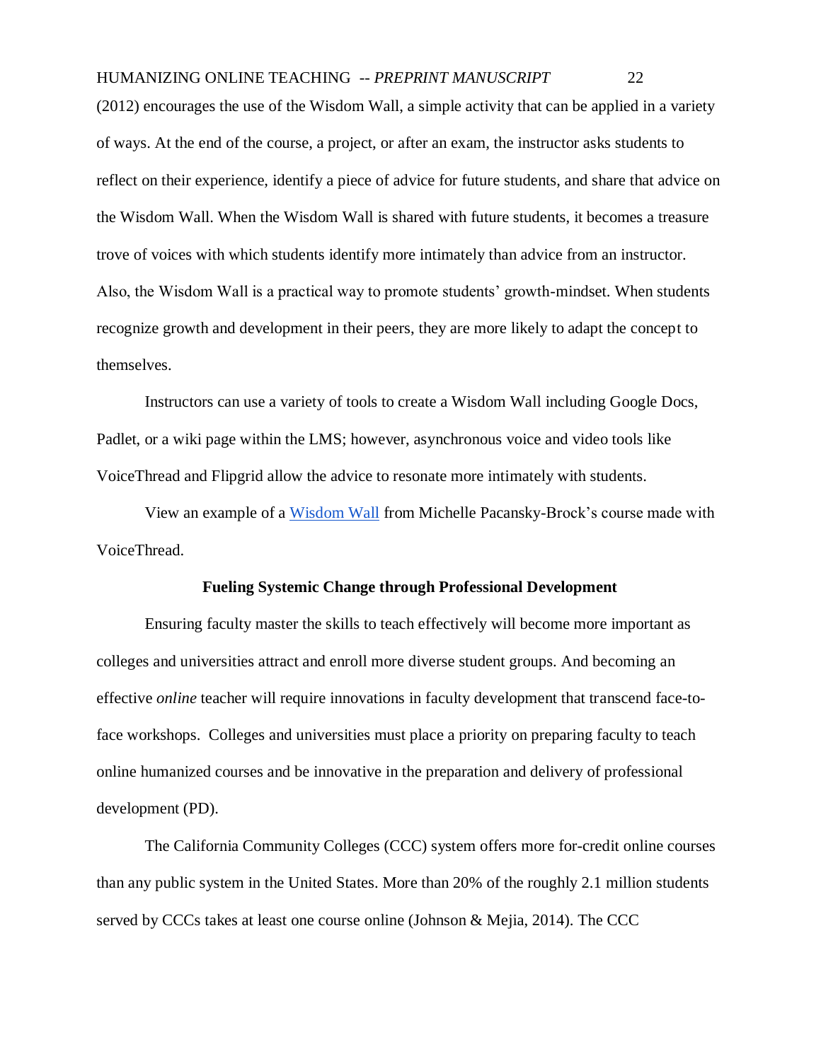(2012) encourages the use of the Wisdom Wall, a simple activity that can be applied in a variety of ways. At the end of the course, a project, or after an exam, the instructor asks students to reflect on their experience, identify a piece of advice for future students, and share that advice on the Wisdom Wall. When the Wisdom Wall is shared with future students, it becomes a treasure trove of voices with which students identify more intimately than advice from an instructor. Also, the Wisdom Wall is a practical way to promote students' growth-mindset. When students recognize growth and development in their peers, they are more likely to adapt the concept to themselves.

Instructors can use a variety of tools to create a Wisdom Wall including Google Docs, Padlet, or a wiki page within the LMS; however, asynchronous voice and video tools like VoiceThread and Flipgrid allow the advice to resonate more intimately with students.

View an example of a Wisdom Wall from Michelle Pacansky-Brock's course made with VoiceThread.

## Fueling Systemic Change through Professional Development

Ensuring faculty master the skills to teach effectively will become more important as colleges and universities attract and enroll more diverse student groups. And becoming an effective *online* teacher will require innovations in faculty development that transcend face-to-face workshops. Colleges and universities must place a priority on preparing faculty to teach online humanized courses and be innovative in the preparation and delivery of professional development (PD).

The California Community Colleges (CCC) system offers more for-credit online courses than any public system in the United States. More than 20% of the roughly 2.1 million students served by CCCs takes at least one course online (Johnson & Mejia, 2014). The CCC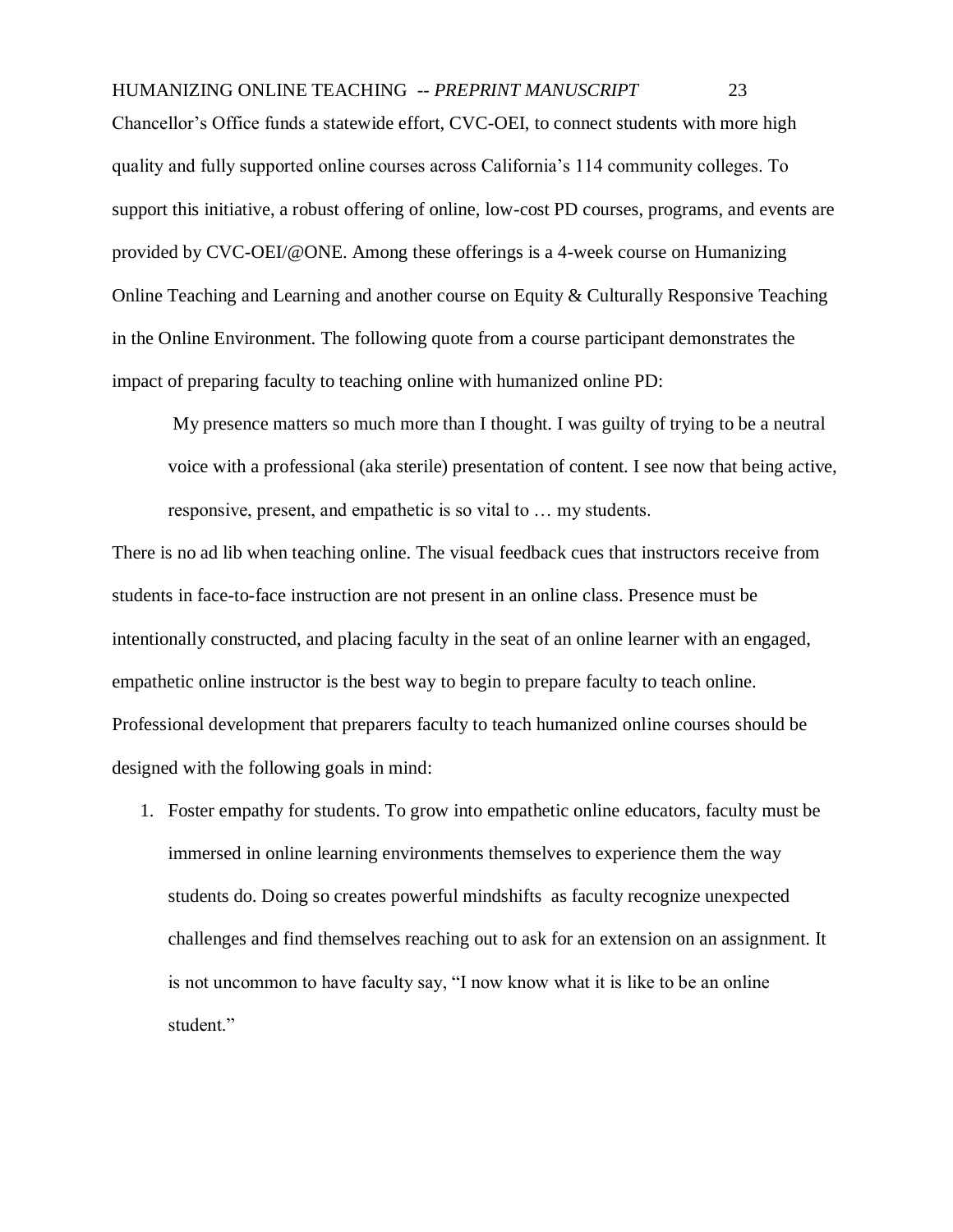Chancellor's Office funds a statewide effort, CVC-OEI, to connect students with more high quality and fully supported online courses across California's 114 community colleges. To support this initiative, a robust offering of online, low-cost PD courses, programs, and events are provided by CVC-OEI/@ONE. Among these offerings is a 4-week course on Humanizing Online Teaching and Learning and another course on Equity & Culturally Responsive Teaching in the Online Environment. The following quote from a course participant demonstrates the impact of preparing faculty to teaching online with humanized online PD:

> My presence matters so much more than I thought. I was guilty of trying to be a neutral voice with a professional (aka sterile) presentation of content. I see now that being active, responsive, present, and empathetic is so vital to … my students.

There is no ad lib when teaching online. The visual feedback cues that instructors receive from students in face-to-face instruction are not present in an online class. Presence must be intentionally constructed, and placing faculty in the seat of an online learner with an engaged, empathetic online instructor is the best way to begin to prepare faculty to teach online. Professional development that preparers faculty to teach humanized online courses should be designed with the following goals in mind:

1. Foster empathy for students. To grow into empathetic online educators, faculty must be immersed in online learning environments themselves to experience them the way students do. Doing so creates powerful mindshifts as faculty recognize unexpected challenges and find themselves reaching out to ask for an extension on an assignment. It is not uncommon to have faculty say, "I now know what it is like to be an online student."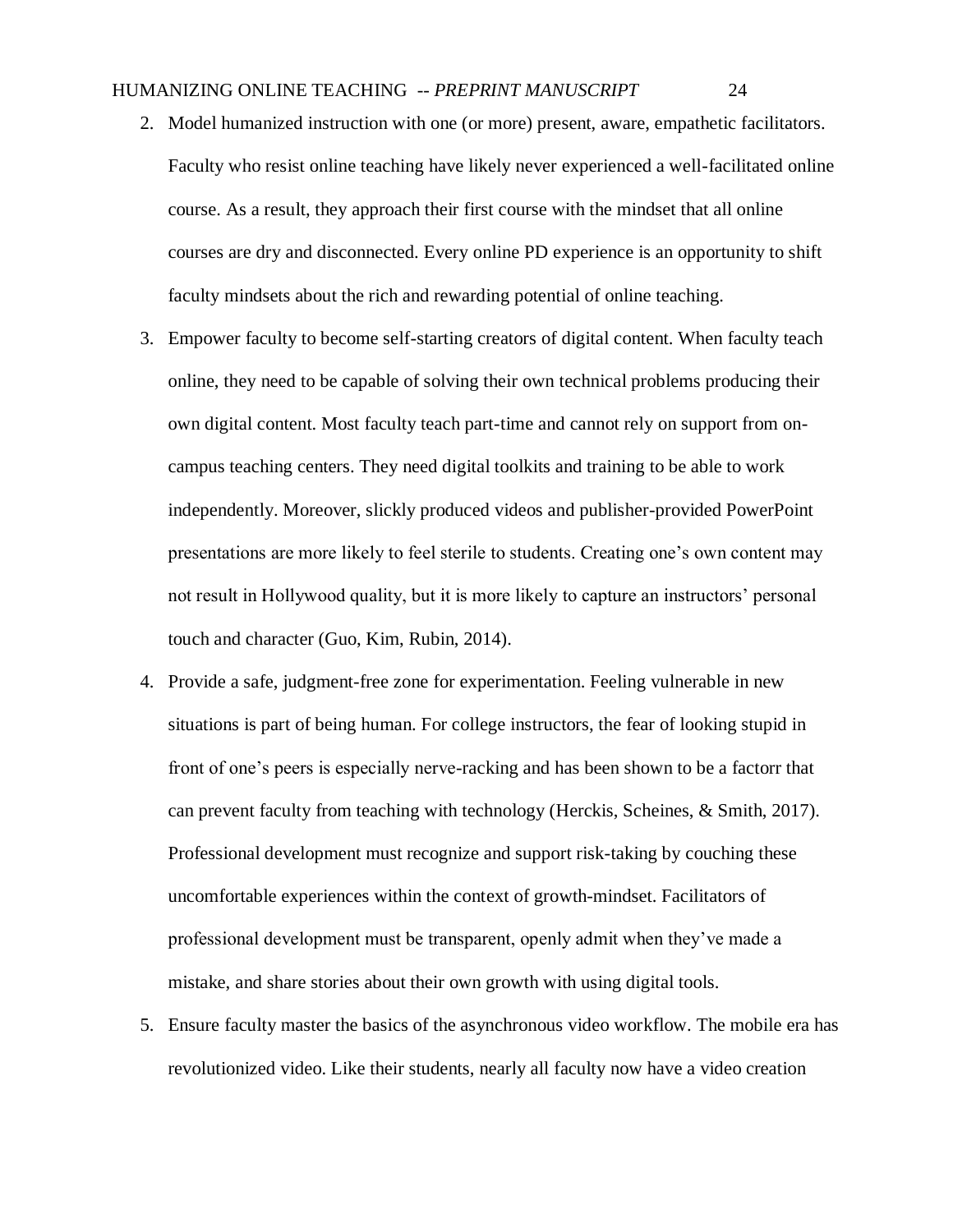2. Model humanized instruction with one (or more) present, aware, empathetic facilitators. Faculty who resist online teaching have likely never experienced a well-facilitated online course. As a result, they approach their first course with the mindset that all online courses are dry and disconnected. Every online PD experience is an opportunity to shift faculty mindsets about the rich and rewarding potential of online teaching.
3. Empower faculty to become self-starting creators of digital content. When faculty teach online, they need to be capable of solving their own technical problems producing their own digital content. Most faculty teach part-time and cannot rely on support from on-campus teaching centers. They need digital toolkits and training to be able to work independently. Moreover, slickly produced videos and publisher-provided PowerPoint presentations are more likely to feel sterile to students. Creating one's own content may not result in Hollywood quality, but it is more likely to capture an instructors' personal touch and character (Guo, Kim, Rubin, 2014).
4. Provide a safe, judgment-free zone for experimentation. Feeling vulnerable in new situations is part of being human. For college instructors, the fear of looking stupid in front of one's peers is especially nerve-racking and has been shown to be a factorr that can prevent faculty from teaching with technology (Herckis, Scheines, & Smith, 2017). Professional development must recognize and support risk-taking by couching these uncomfortable experiences within the context of growth-mindset. Facilitators of professional development must be transparent, openly admit when they've made a mistake, and share stories about their own growth with using digital tools.
5. Ensure faculty master the basics of the asynchronous video workflow. The mobile era has revolutionized video. Like their students, nearly all faculty now have a video creation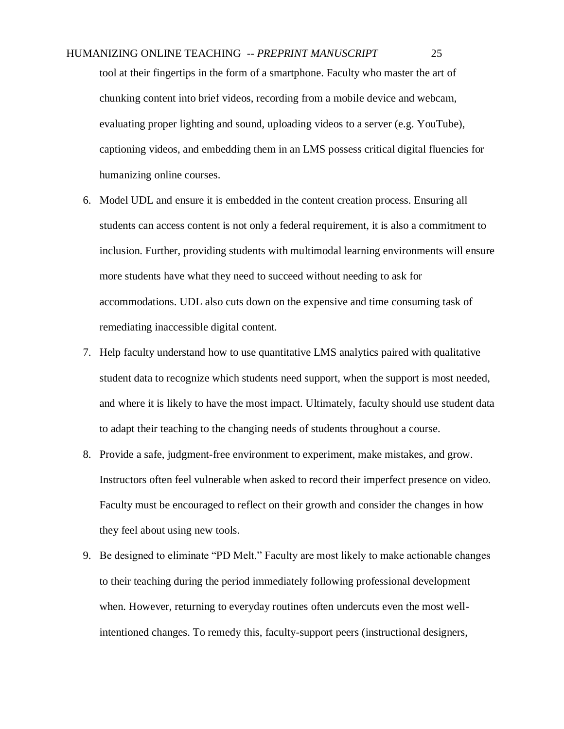tool at their fingertips in the form of a smartphone. Faculty who master the art of chunking content into brief videos, recording from a mobile device and webcam, evaluating proper lighting and sound, uploading videos to a server (e.g. YouTube), captioning videos, and embedding them in an LMS possess critical digital fluencies for humanizing online courses.

6. Model UDL and ensure it is embedded in the content creation process. Ensuring all students can access content is not only a federal requirement, it is also a commitment to inclusion. Further, providing students with multimodal learning environments will ensure more students have what they need to succeed without needing to ask for accommodations. UDL also cuts down on the expensive and time consuming task of remediating inaccessible digital content.
7. Help faculty understand how to use quantitative LMS analytics paired with qualitative student data to recognize which students need support, when the support is most needed, and where it is likely to have the most impact. Ultimately, faculty should use student data to adapt their teaching to the changing needs of students throughout a course.
8. Provide a safe, judgment-free environment to experiment, make mistakes, and grow. Instructors often feel vulnerable when asked to record their imperfect presence on video. Faculty must be encouraged to reflect on their growth and consider the changes in how they feel about using new tools.
9. Be designed to eliminate "PD Melt." Faculty are most likely to make actionable changes to their teaching during the period immediately following professional development when. However, returning to everyday routines often undercuts even the most well-intentioned changes. To remedy this, faculty-support peers (instructional designers,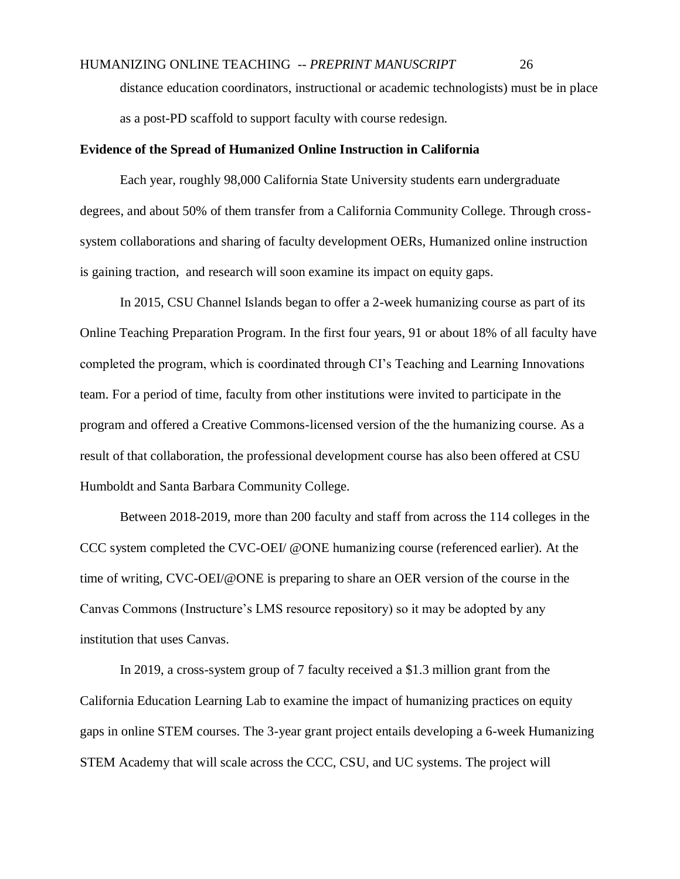distance education coordinators, instructional or academic technologists) must be in place as a post-PD scaffold to support faculty with course redesign.

**Evidence of the Spread of Humanized Online Instruction in California**

Each year, roughly 98,000 California State University students earn undergraduate degrees, and about 50% of them transfer from a California Community College. Through cross-system collaborations and sharing of faculty development OERs, Humanized online instruction is gaining traction, and research will soon examine its impact on equity gaps.

In 2015, CSU Channel Islands began to offer a 2-week humanizing course as part of its Online Teaching Preparation Program. In the first four years, 91 or about 18% of all faculty have completed the program, which is coordinated through CI's Teaching and Learning Innovations team. For a period of time, faculty from other institutions were invited to participate in the program and offered a Creative Commons-licensed version of the the humanizing course. As a result of that collaboration, the professional development course has also been offered at CSU Humboldt and Santa Barbara Community College.

Between 2018-2019, more than 200 faculty and staff from across the 114 colleges in the CCC system completed the CVC-OEI/ @ONE humanizing course (referenced earlier). At the time of writing, CVC-OEI/@ONE is preparing to share an OER version of the course in the Canvas Commons (Instructure's LMS resource repository) so it may be adopted by any institution that uses Canvas.

In 2019, a cross-system group of 7 faculty received a $1.3 million grant from the California Education Learning Lab to examine the impact of humanizing practices on equity gaps in online STEM courses. The 3-year grant project entails developing a 6-week Humanizing STEM Academy that will scale across the CCC, CSU, and UC systems. The project will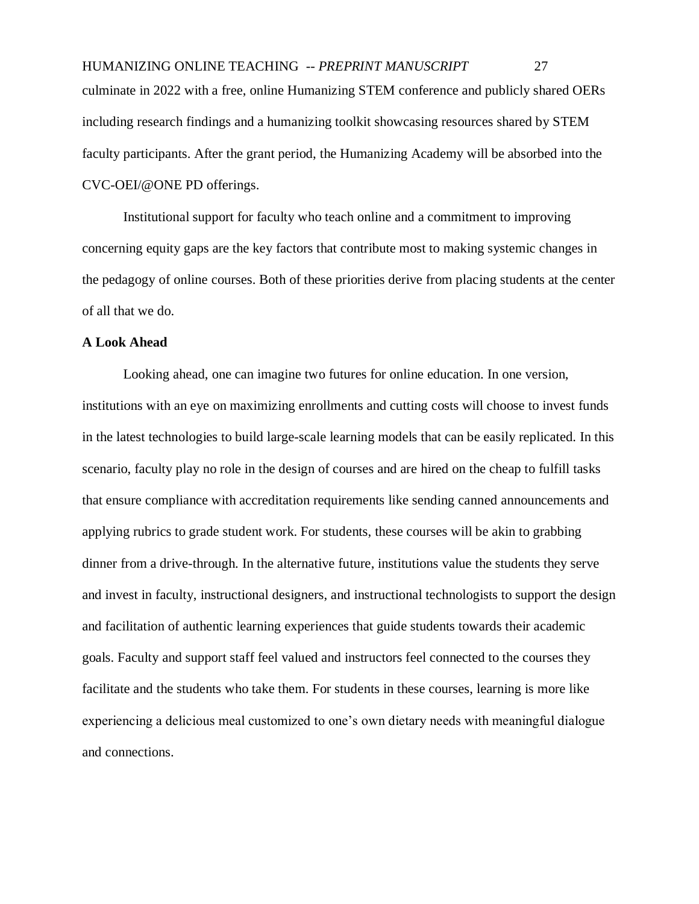culminate in 2022 with a free, online Humanizing STEM conference and publicly shared OERs including research findings and a humanizing toolkit showcasing resources shared by STEM faculty participants. After the grant period, the Humanizing Academy will be absorbed into the CVC-OEI/@ONE PD offerings.

Institutional support for faculty who teach online and a commitment to improving concerning equity gaps are the key factors that contribute most to making systemic changes in the pedagogy of online courses. Both of these priorities derive from placing students at the center of all that we do.

**A Look Ahead**

Looking ahead, one can imagine two futures for online education. In one version, institutions with an eye on maximizing enrollments and cutting costs will choose to invest funds in the latest technologies to build large-scale learning models that can be easily replicated. In this scenario, faculty play no role in the design of courses and are hired on the cheap to fulfill tasks that ensure compliance with accreditation requirements like sending canned announcements and applying rubrics to grade student work. For students, these courses will be akin to grabbing dinner from a drive-through. In the alternative future, institutions value the students they serve and invest in faculty, instructional designers, and instructional technologists to support the design and facilitation of authentic learning experiences that guide students towards their academic goals. Faculty and support staff feel valued and instructors feel connected to the courses they facilitate and the students who take them. For students in these courses, learning is more like experiencing a delicious meal customized to one's own dietary needs with meaningful dialogue and connections.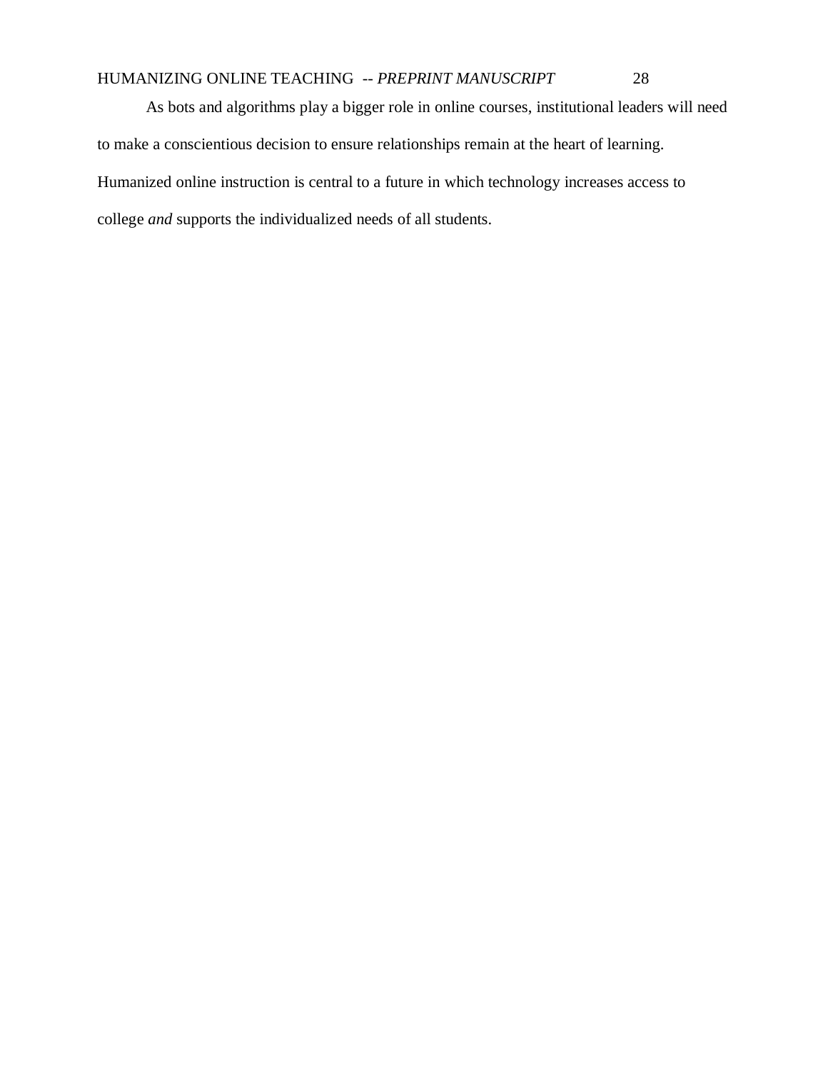As bots and algorithms play a bigger role in online courses, institutional leaders will need to make a conscientious decision to ensure relationships remain at the heart of learning. Humanized online instruction is central to a future in which technology increases access to college *and* supports the individualized needs of all students.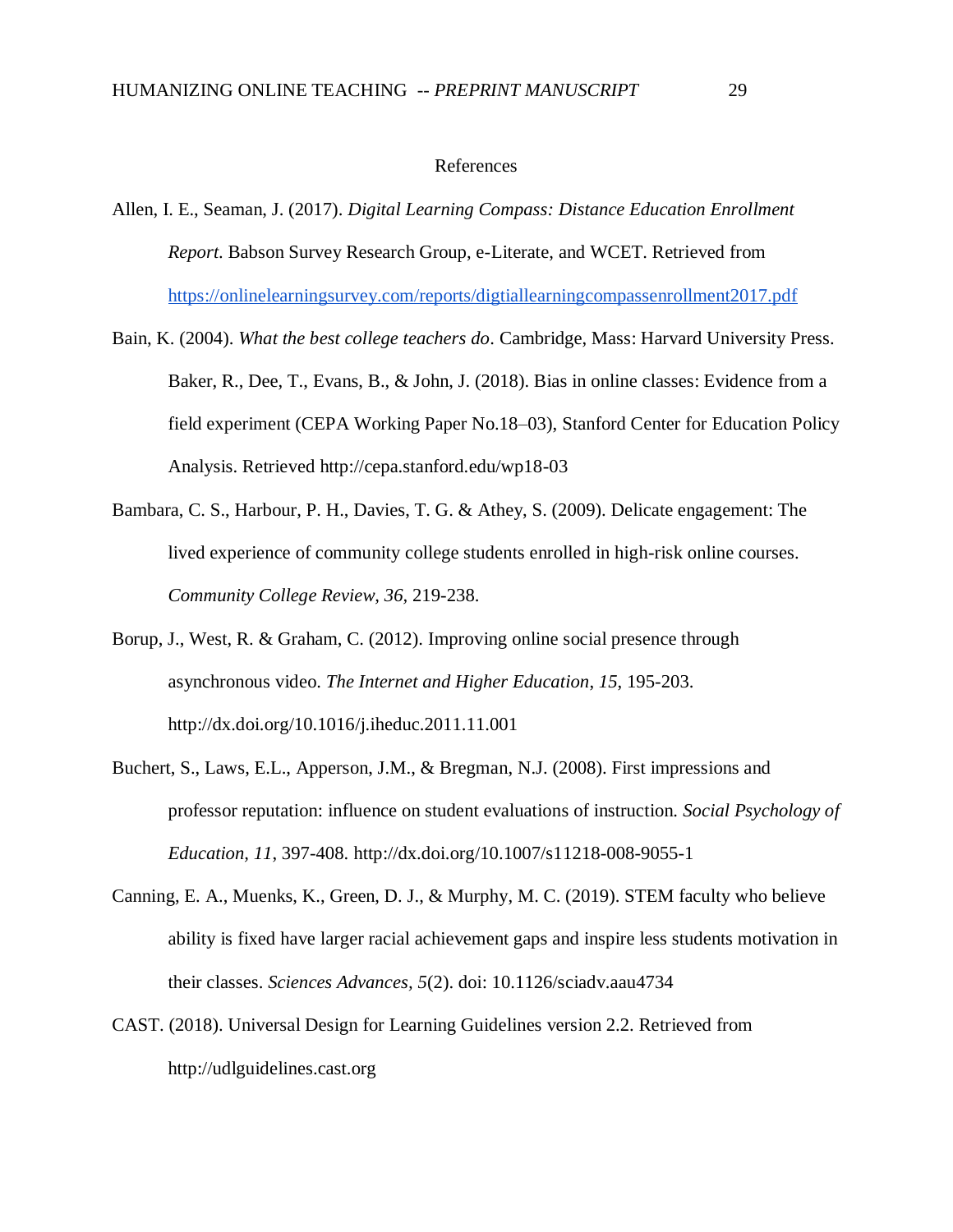# References

Allen, I. E., Seaman, J. (2017). *Digital Learning Compass: Distance Education Enrollment Report*. Babson Survey Research Group, e-Literate, and WCET. Retrieved from https://onlinelearningsurvey.com/reports/digtiallearningcompassenrollment2017.pdf

Bain, K. (2004). *What the best college teachers do*. Cambridge, Mass: Harvard University Press.

Baker, R., Dee, T., Evans, B., & John, J. (2018). Bias in online classes: Evidence from a field experiment (CEPA Working Paper No.18–03), Stanford Center for Education Policy Analysis. Retrieved http://cepa.stanford.edu/wp18-03

Bambara, C. S., Harbour, P. H., Davies, T. G. & Athey, S. (2009). Delicate engagement: The lived experience of community college students enrolled in high-risk online courses. *Community College Review, 36*, 219-238.

Borup, J., West, R. & Graham, C. (2012). Improving online social presence through asynchronous video. *The Internet and Higher Education*, *15*, 195-203. http://dx.doi.org/10.1016/j.iheduc.2011.11.001

Buchert, S., Laws, E.L., Apperson, J.M., & Bregman, N.J. (2008). First impressions and professor reputation: influence on student evaluations of instruction. *Social Psychology of Education, 11*, 397-408. http://dx.doi.org/10.1007/s11218-008-9055-1

Canning, E. A., Muenks, K., Green, D. J., & Murphy, M. C. (2019). STEM faculty who believe ability is fixed have larger racial achievement gaps and inspire less students motivation in their classes. *Sciences Advances, 5*(2). doi: 10.1126/sciadv.aau4734

CAST. (2018). Universal Design for Learning Guidelines version 2.2. Retrieved from http://udlguidelines.cast.org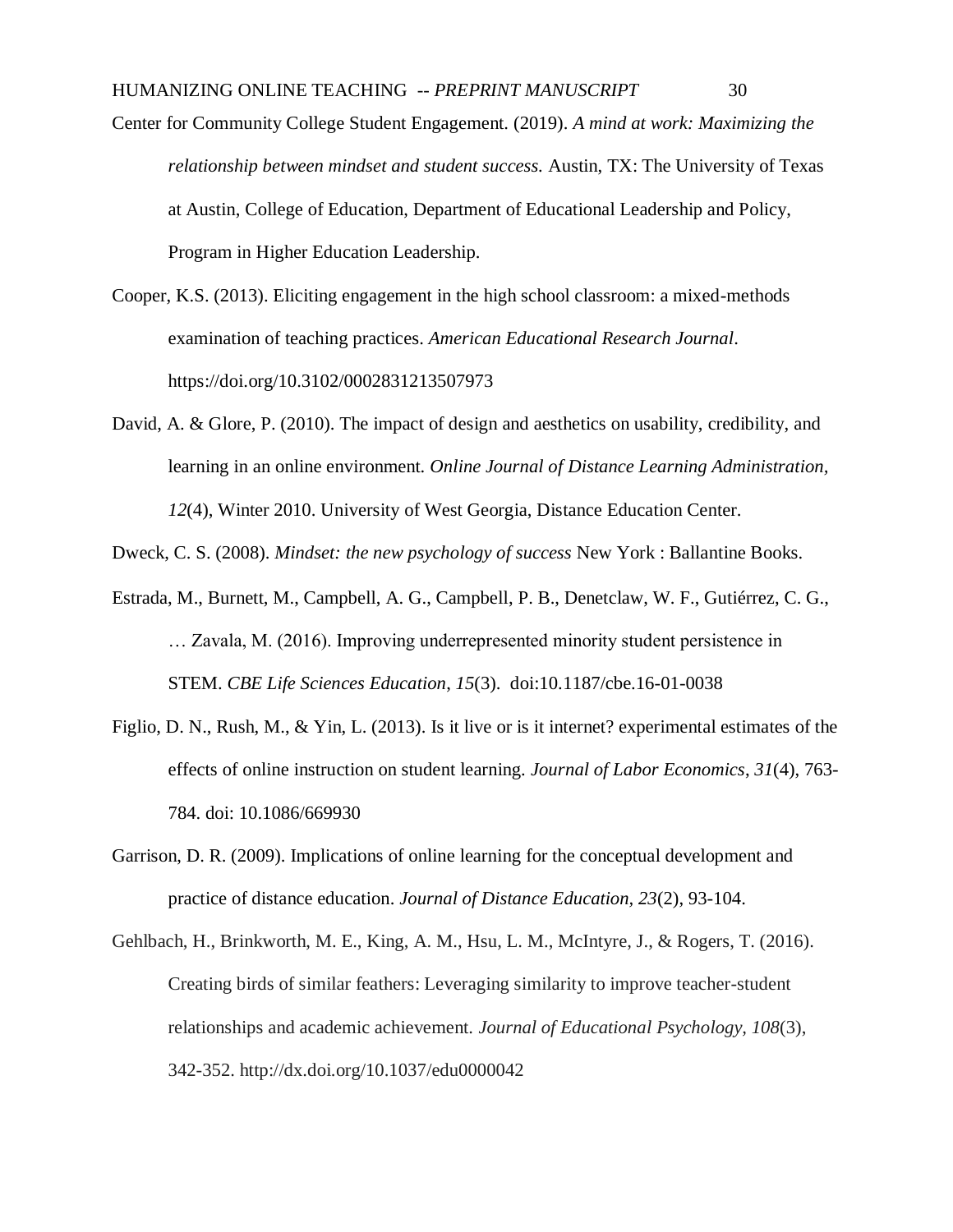Center for Community College Student Engagement. (2019). *A mind at work: Maximizing the relationship between mindset and student success.* Austin, TX: The University of Texas at Austin, College of Education, Department of Educational Leadership and Policy, Program in Higher Education Leadership.

Cooper, K.S. (2013). Eliciting engagement in the high school classroom: a mixed-methods examination of teaching practices. *American Educational Research Journal*. https://doi.org/10.3102/0002831213507973

David, A. & Glore, P. (2010). The impact of design and aesthetics on usability, credibility, and learning in an online environment. *Online Journal of Distance Learning Administration, 12*(4), Winter 2010. University of West Georgia, Distance Education Center.

Dweck, C. S. (2008). *Mindset: the new psychology of success* New York : Ballantine Books.

Estrada, M., Burnett, M., Campbell, A. G., Campbell, P. B., Denetclaw, W. F., Gutiérrez, C. G., … Zavala, M. (2016). Improving underrepresented minority student persistence in STEM. *CBE Life Sciences Education*, *15*(3). doi:10.1187/cbe.16-01-0038

Figlio, D. N., Rush, M., & Yin, L. (2013). Is it live or is it internet? experimental estimates of the effects of online instruction on student learning. *Journal of Labor Economics*, *31*(4), 763-784. doi: 10.1086/669930

Garrison, D. R. (2009). Implications of online learning for the conceptual development and practice of distance education. *Journal of Distance Education, 23*(2), 93-104.

Gehlbach, H., Brinkworth, M. E., King, A. M., Hsu, L. M., McIntyre, J., & Rogers, T. (2016). Creating birds of similar feathers: Leveraging similarity to improve teacher-student relationships and academic achievement. *Journal of Educational Psychology, 108*(3), 342-352. http://dx.doi.org/10.1037/edu0000042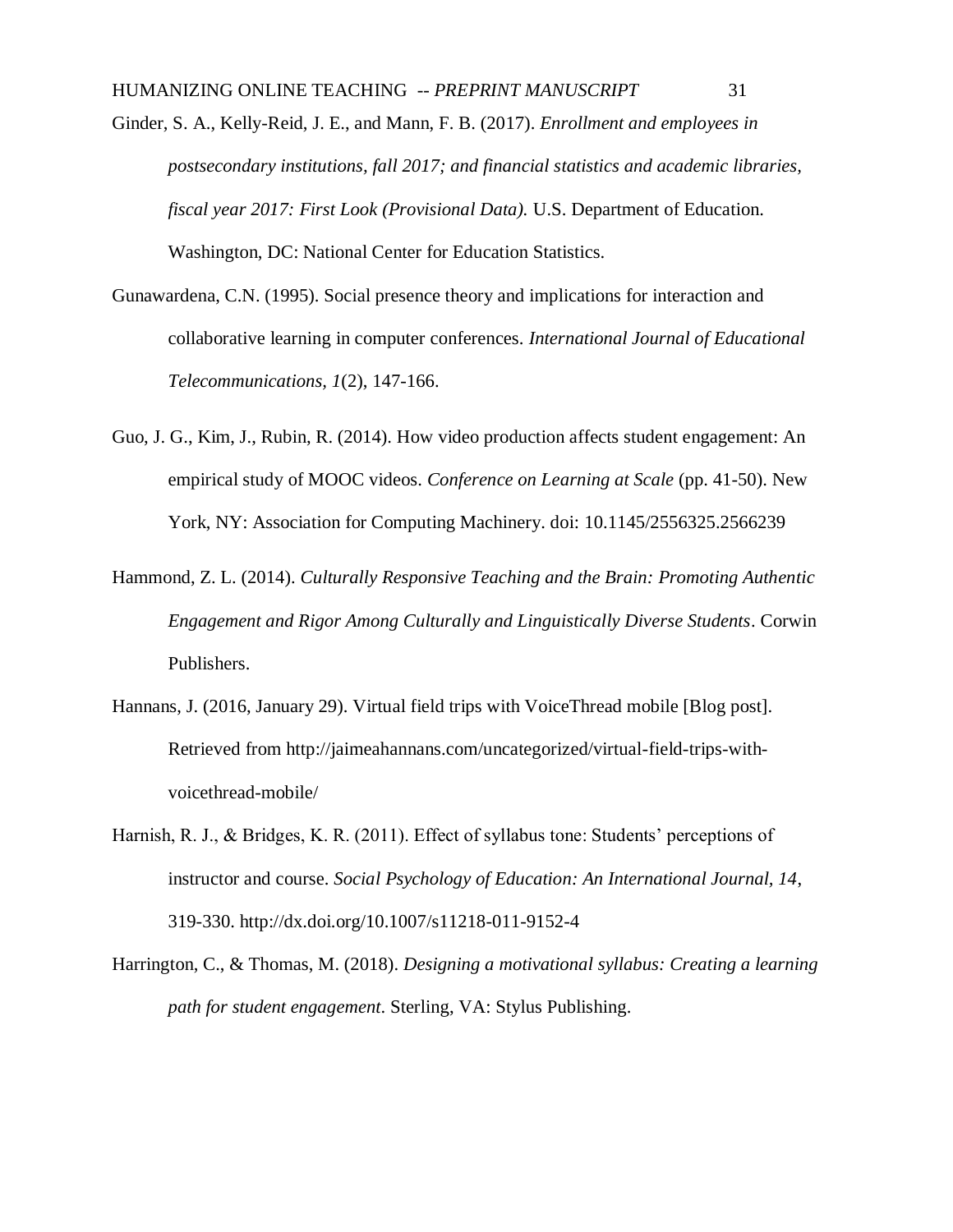Ginder, S. A., Kelly-Reid, J. E., and Mann, F. B. (2017). *Enrollment and employees in postsecondary institutions, fall 2017; and financial statistics and academic libraries, fiscal year 2017: First Look (Provisional Data).* U.S. Department of Education. Washington, DC: National Center for Education Statistics.

Gunawardena, C.N. (1995). Social presence theory and implications for interaction and collaborative learning in computer conferences. *International Journal of Educational Telecommunications, 1*(2), 147-166.

Guo, J. G., Kim, J., Rubin, R. (2014). How video production affects student engagement: An empirical study of MOOC videos. *Conference on Learning at Scale* (pp. 41-50). New York, NY: Association for Computing Machinery. doi: 10.1145/2556325.2566239

Hammond, Z. L. (2014). *Culturally Responsive Teaching and the Brain: Promoting Authentic Engagement and Rigor Among Culturally and Linguistically Diverse Students*. Corwin Publishers.

Hannans, J. (2016, January 29). Virtual field trips with VoiceThread mobile [Blog post]. Retrieved from http://jaimeahannans.com/uncategorized/virtual-field-trips-with-voicethread-mobile/

Harnish, R. J., & Bridges, K. R. (2011). Effect of syllabus tone: Students' perceptions of instructor and course. *Social Psychology of Education: An International Journal, 14*, 319-330. http://dx.doi.org/10.1007/s11218-011-9152-4

Harrington, C., & Thomas, M. (2018). *Designing a motivational syllabus: Creating a learning path for student engagement*. Sterling, VA: Stylus Publishing.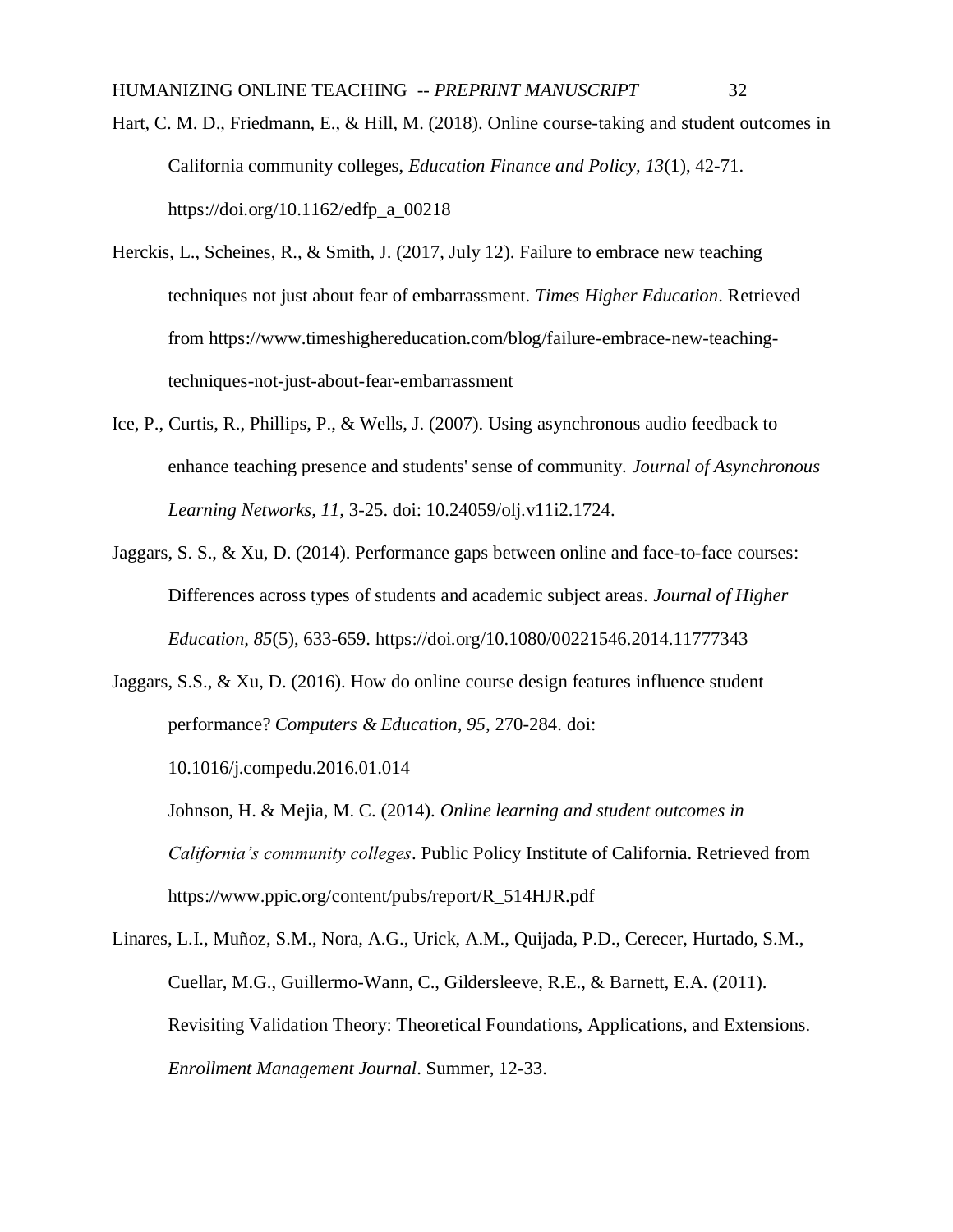Hart, C. M. D., Friedmann, E., & Hill, M. (2018). Online course-taking and student outcomes in California community colleges, *Education Finance and Policy, 13*(1), 42-71. https://doi.org/10.1162/edfp_a_00218

Herckis, L., Scheines, R., & Smith, J. (2017, July 12). Failure to embrace new teaching techniques not just about fear of embarrassment. *Times Higher Education*. Retrieved from https://www.timeshighereducation.com/blog/failure-embrace-new-teaching-techniques-not-just-about-fear-embarrassment

Ice, P., Curtis, R., Phillips, P., & Wells, J. (2007). Using asynchronous audio feedback to enhance teaching presence and students' sense of community. *Journal of Asynchronous Learning Networks, 11*, 3-25. doi: 10.24059/olj.v11i2.1724.

Jaggars, S. S., & Xu, D. (2014). Performance gaps between online and face-to-face courses: Differences across types of students and academic subject areas. *Journal of Higher Education, 85*(5), 633-659. https://doi.org/10.1080/00221546.2014.11777343

Jaggars, S.S., & Xu, D. (2016). How do online course design features influence student performance? *Computers & Education, 95*, 270-284. doi: 10.1016/j.compedu.2016.01.014

Johnson, H. & Mejia, M. C. (2014). *Online learning and student outcomes in California's community colleges*. Public Policy Institute of California. Retrieved from https://www.ppic.org/content/pubs/report/R_514HJR.pdf

Linares, L.I., Muñoz, S.M., Nora, A.G., Urick, A.M., Quijada, P.D., Cerecer, Hurtado, S.M., Cuellar, M.G., Guillermo-Wann, C., Gildersleeve, R.E., & Barnett, E.A. (2011). Revisiting Validation Theory: Theoretical Foundations, Applications, and Extensions. *Enrollment Management Journal*. Summer, 12-33.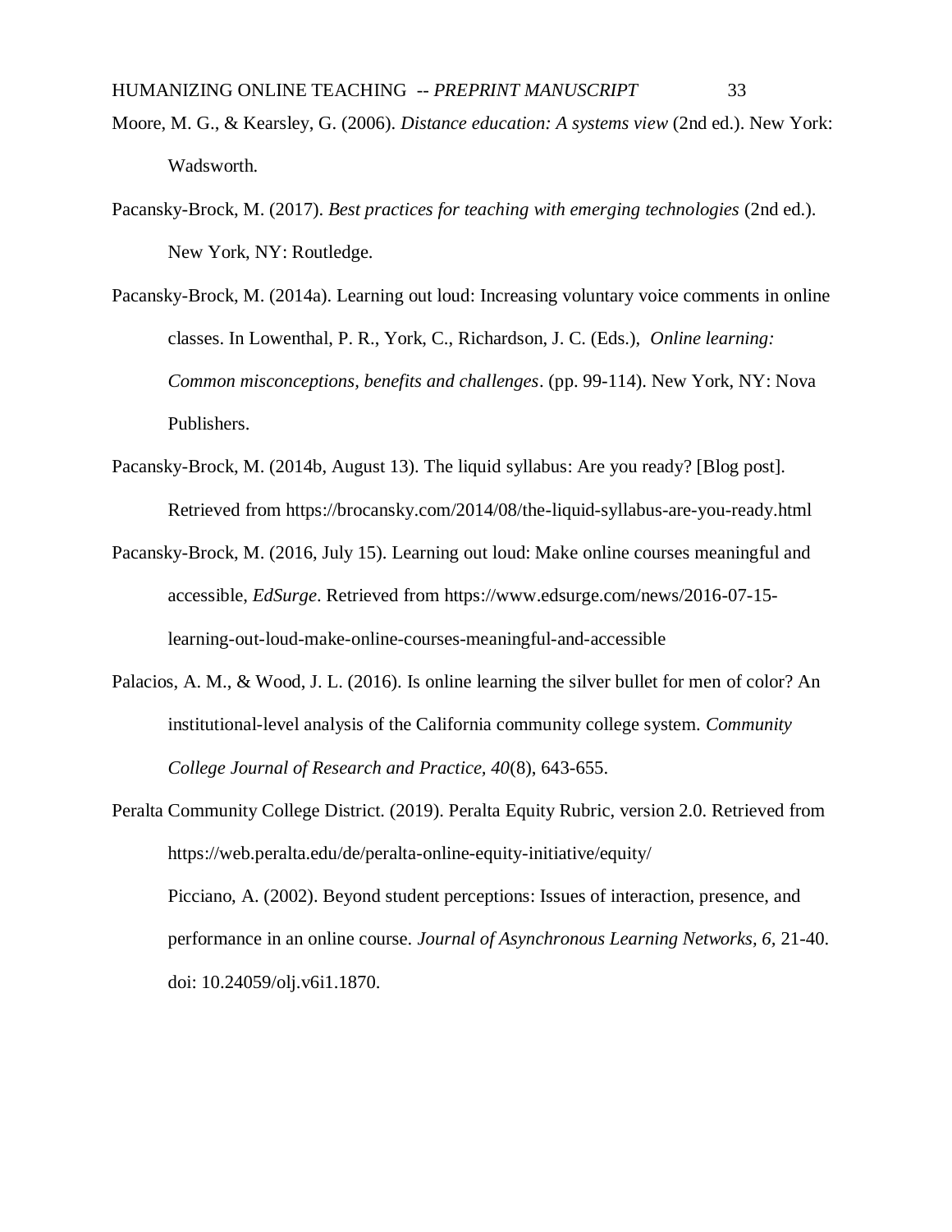Moore, M. G., & Kearsley, G. (2006). *Distance education: A systems view* (2nd ed.). New York: Wadsworth.

Pacansky-Brock, M. (2017). *Best practices for teaching with emerging technologies* (2nd ed.). New York, NY: Routledge.

Pacansky-Brock, M. (2014a). Learning out loud: Increasing voluntary voice comments in online classes. In Lowenthal, P. R., York, C., Richardson, J. C. (Eds.), *Online learning: Common misconceptions, benefits and challenges*. (pp. 99-114). New York, NY: Nova Publishers.

Pacansky-Brock, M. (2014b, August 13). The liquid syllabus: Are you ready? [Blog post]. Retrieved from https://brocansky.com/2014/08/the-liquid-syllabus-are-you-ready.html

Pacansky-Brock, M. (2016, July 15). Learning out loud: Make online courses meaningful and accessible, *EdSurge*. Retrieved from https://www.edsurge.com/news/2016-07-15-learning-out-loud-make-online-courses-meaningful-and-accessible

Palacios, A. M., & Wood, J. L. (2016). Is online learning the silver bullet for men of color? An institutional-level analysis of the California community college system. *Community College Journal of Research and Practice, 40*(8), 643-655.

Peralta Community College District. (2019). Peralta Equity Rubric, version 2.0. Retrieved from https://web.peralta.edu/de/peralta-online-equity-initiative/equity/

Picciano, A. (2002). Beyond student perceptions: Issues of interaction, presence, and performance in an online course. *Journal of Asynchronous Learning Networks, 6*, 21-40. doi: 10.24059/olj.v6i1.1870.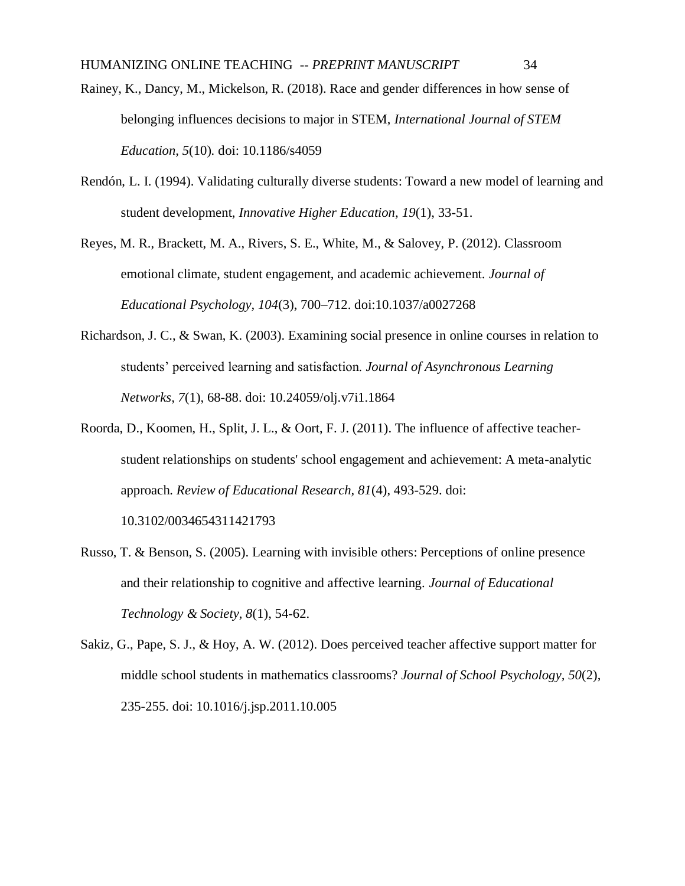Rainey, K., Dancy, M., Mickelson, R. (2018). Race and gender differences in how sense of belonging influences decisions to major in STEM, *International Journal of STEM Education, 5*(10). doi: 10.1186/s4059

Rendón, L. I. (1994). Validating culturally diverse students: Toward a new model of learning and student development, *Innovative Higher Education, 19*(1), 33-51.

Reyes, M. R., Brackett, M. A., Rivers, S. E., White, M., & Salovey, P. (2012). Classroom emotional climate, student engagement, and academic achievement. *Journal of Educational Psychology, 104*(3), 700–712. doi:10.1037/a0027268

Richardson, J. C., & Swan, K. (2003). Examining social presence in online courses in relation to students' perceived learning and satisfaction. *Journal of Asynchronous Learning Networks, 7*(1), 68-88. doi: 10.24059/olj.v7i1.1864

Roorda, D., Koomen, H., Split, J. L., & Oort, F. J. (2011). The influence of affective teacher-student relationships on students' school engagement and achievement: A meta-analytic approach. *Review of Educational Research, 81*(4), 493-529. doi: 10.3102/0034654311421793

Russo, T. & Benson, S. (2005). Learning with invisible others: Perceptions of online presence and their relationship to cognitive and affective learning. *Journal of Educational Technology & Society, 8*(1), 54-62.

Sakiz, G., Pape, S. J., & Hoy, A. W. (2012). Does perceived teacher affective support matter for middle school students in mathematics classrooms? *Journal of School Psychology, 50*(2), 235-255. doi: 10.1016/j.jsp.2011.10.005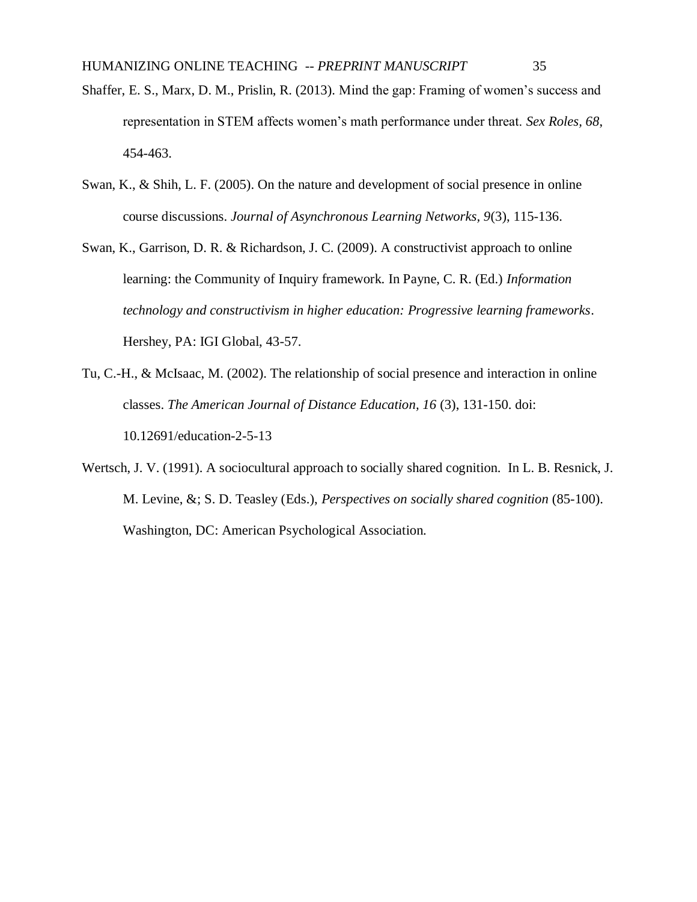Shaffer, E. S., Marx, D. M., Prislin, R. (2013). Mind the gap: Framing of women's success and representation in STEM affects women's math performance under threat. *Sex Roles, 68*, 454-463.

Swan, K., & Shih, L. F. (2005). On the nature and development of social presence in online course discussions. *Journal of Asynchronous Learning Networks, 9*(3), 115-136.

Swan, K., Garrison, D. R. & Richardson, J. C. (2009). A constructivist approach to online learning: the Community of Inquiry framework. In Payne, C. R. (Ed.) *Information technology and constructivism in higher education: Progressive learning frameworks*. Hershey, PA: IGI Global, 43-57.

Tu, C.-H., & McIsaac, M. (2002). The relationship of social presence and interaction in online classes. *The American Journal of Distance Education, 16* (3), 131-150. doi: 10.12691/education-2-5-13

Wertsch, J. V. (1991). A sociocultural approach to socially shared cognition. In L. B. Resnick, J. M. Levine, &; S. D. Teasley (Eds.), *Perspectives on socially shared cognition* (85-100). Washington, DC: American Psychological Association.